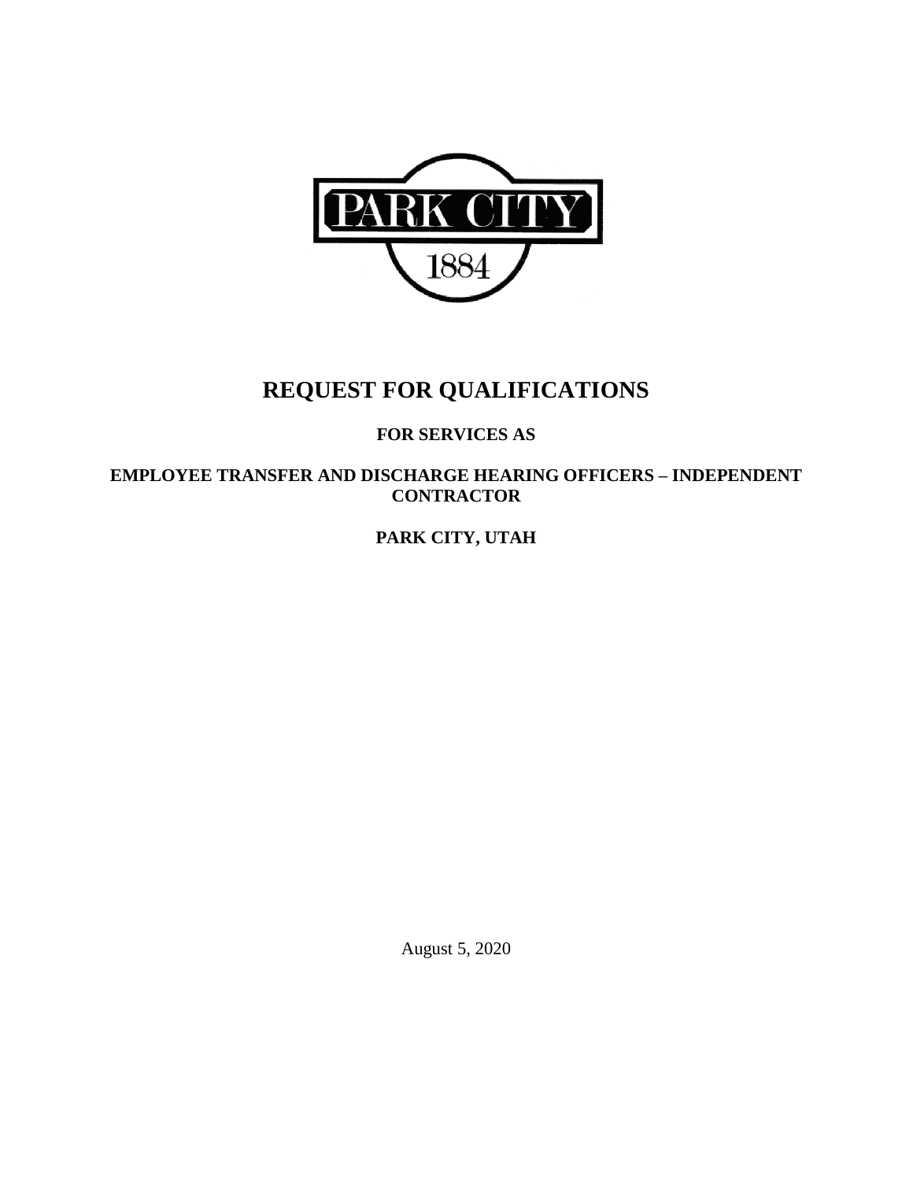# REQUEST FOR QUALIFICATIONS

**FOR SERVICES AS**

**EMPLOYEE TRANSFER AND DISCHARGE HEARING OFFICERS – INDEPENDENT CONTRACTOR**

**PARK CITY, UTAH**

August 5, 2020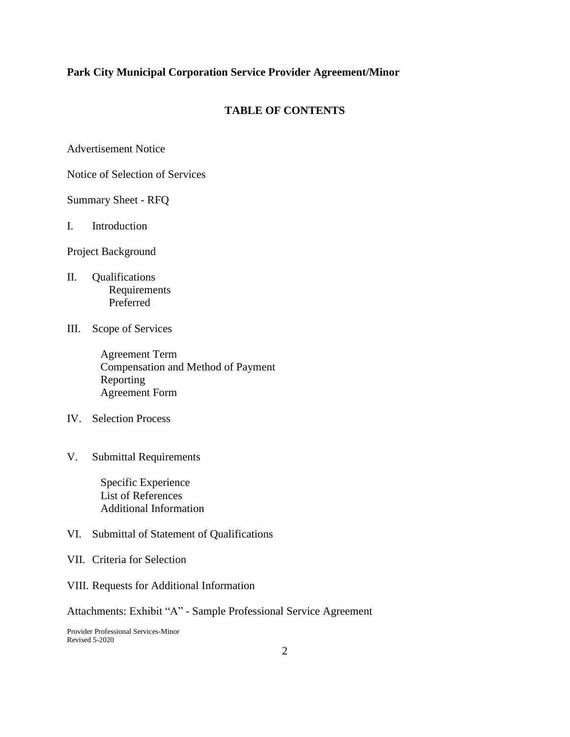**Park City Municipal Corporation Service Provider Agreement/Minor**

## TABLE OF CONTENTS

Advertisement Notice

Notice of Selection of Services

Summary Sheet - RFQ

I. Introduction

Project Background

II. Qualifications
- Requirements
- Preferred

III. Scope of Services
- Agreement Term
- Compensation and Method of Payment
- Reporting
- Agreement Form

IV. Selection Process

V. Submittal Requirements
- Specific Experience
- List of References
- Additional Information

VI. Submittal of Statement of Qualifications

VII. Criteria for Selection

VIII. Requests for Additional Information

Attachments: Exhibit "A" - Sample Professional Service Agreement

Provider Professional Services-Minor
Revised 5-2020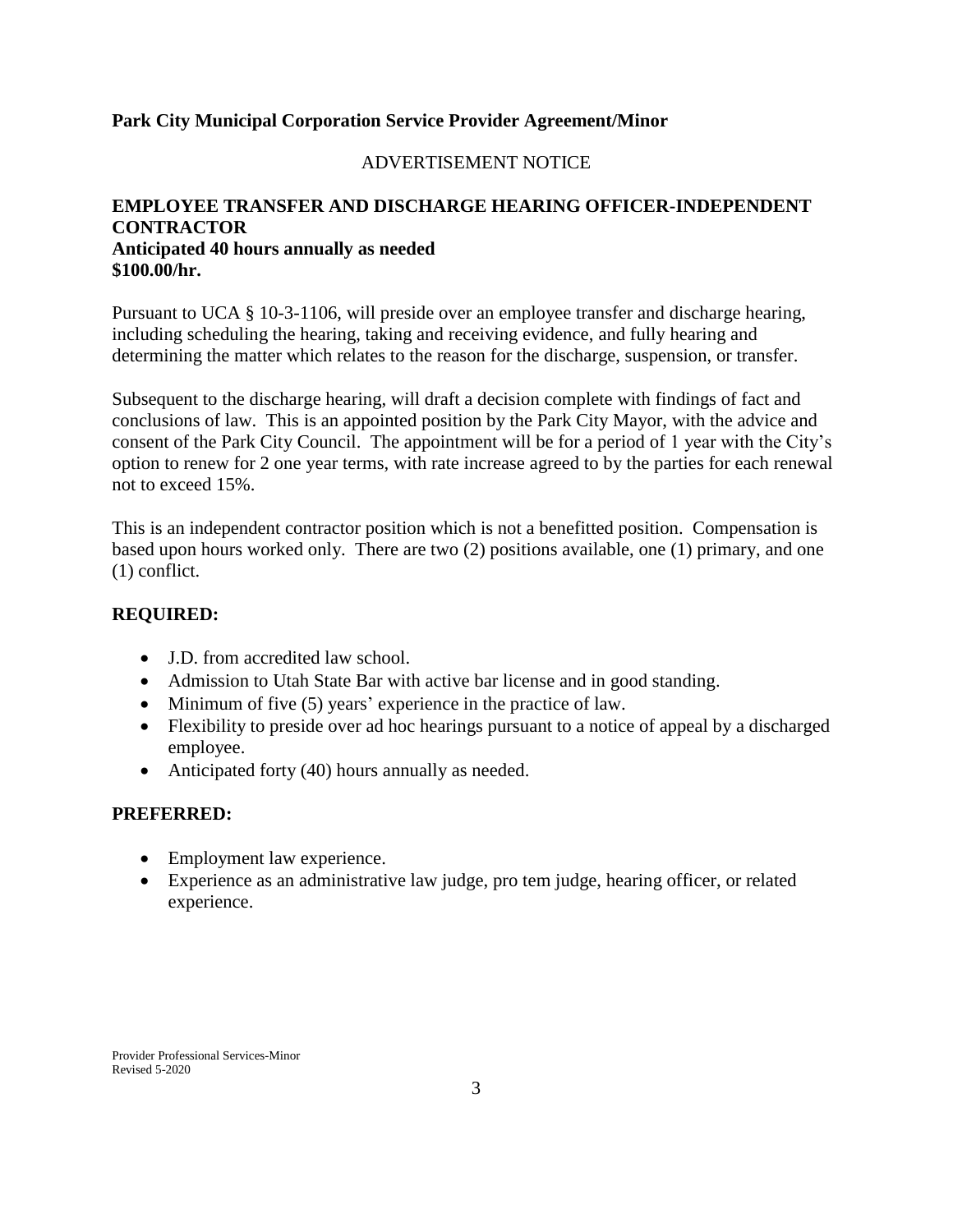**Park City Municipal Corporation Service Provider Agreement/Minor**

ADVERTISEMENT NOTICE

**EMPLOYEE TRANSFER AND DISCHARGE HEARING OFFICER-INDEPENDENT CONTRACTOR**
**Anticipated 40 hours annually as needed**
**$100.00/hr.**

Pursuant to UCA § 10-3-1106, will preside over an employee transfer and discharge hearing, including scheduling the hearing, taking and receiving evidence, and fully hearing and determining the matter which relates to the reason for the discharge, suspension, or transfer.

Subsequent to the discharge hearing, will draft a decision complete with findings of fact and conclusions of law. This is an appointed position by the Park City Mayor, with the advice and consent of the Park City Council. The appointment will be for a period of 1 year with the City's option to renew for 2 one year terms, with rate increase agreed to by the parties for each renewal not to exceed 15%.

This is an independent contractor position which is not a benefitted position. Compensation is based upon hours worked only. There are two (2) positions available, one (1) primary, and one (1) conflict.

**REQUIRED:**

- J.D. from accredited law school.
- Admission to Utah State Bar with active bar license and in good standing.
- Minimum of five (5) years' experience in the practice of law.
- Flexibility to preside over ad hoc hearings pursuant to a notice of appeal by a discharged employee.
- Anticipated forty (40) hours annually as needed.

**PREFERRED:**

- Employment law experience.
- Experience as an administrative law judge, pro tem judge, hearing officer, or related experience.

Provider Professional Services-Minor
Revised 5-2020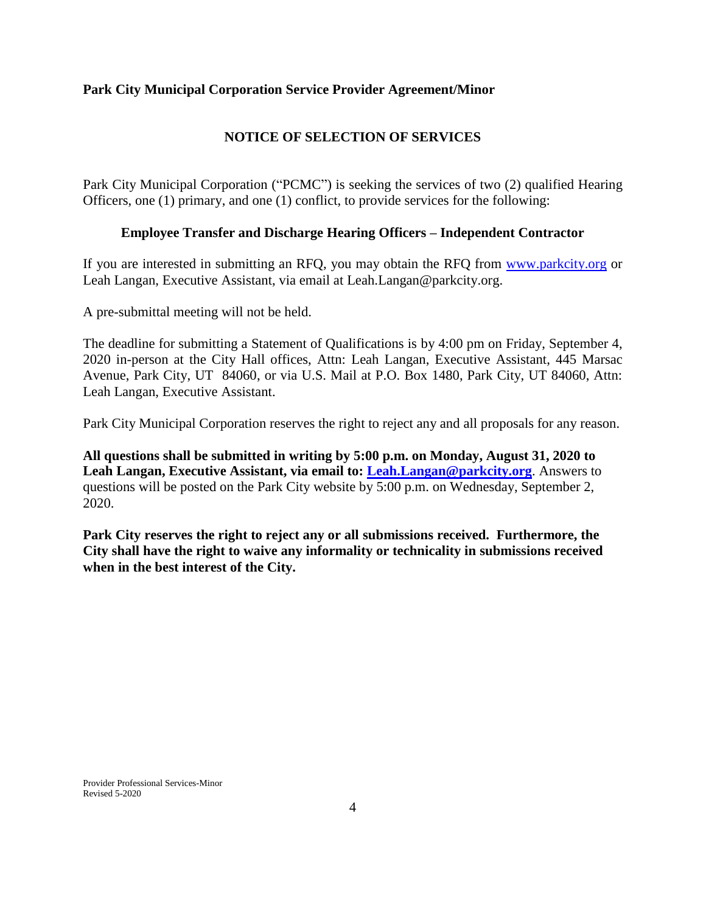**Park City Municipal Corporation Service Provider Agreement/Minor**

## NOTICE OF SELECTION OF SERVICES

Park City Municipal Corporation ("PCMC") is seeking the services of two (2) qualified Hearing Officers, one (1) primary, and one (1) conflict, to provide services for the following:

### Employee Transfer and Discharge Hearing Officers – Independent Contractor

If you are interested in submitting an RFQ, you may obtain the RFQ from www.parkcity.org or Leah Langan, Executive Assistant, via email at Leah.Langan@parkcity.org.

A pre-submittal meeting will not be held.

The deadline for submitting a Statement of Qualifications is by 4:00 pm on Friday, September 4, 2020 in-person at the City Hall offices, Attn: Leah Langan, Executive Assistant, 445 Marsac Avenue, Park City, UT 84060, or via U.S. Mail at P.O. Box 1480, Park City, UT 84060, Attn: Leah Langan, Executive Assistant.

Park City Municipal Corporation reserves the right to reject any and all proposals for any reason.

**All questions shall be submitted in writing by 5:00 p.m. on Monday, August 31, 2020 to Leah Langan, Executive Assistant, via email to: Leah.Langan@parkcity.org**. Answers to questions will be posted on the Park City website by 5:00 p.m. on Wednesday, September 2, 2020.

**Park City reserves the right to reject any or all submissions received. Furthermore, the City shall have the right to waive any informality or technicality in submissions received when in the best interest of the City.**

Provider Professional Services-Minor
Revised 5-2020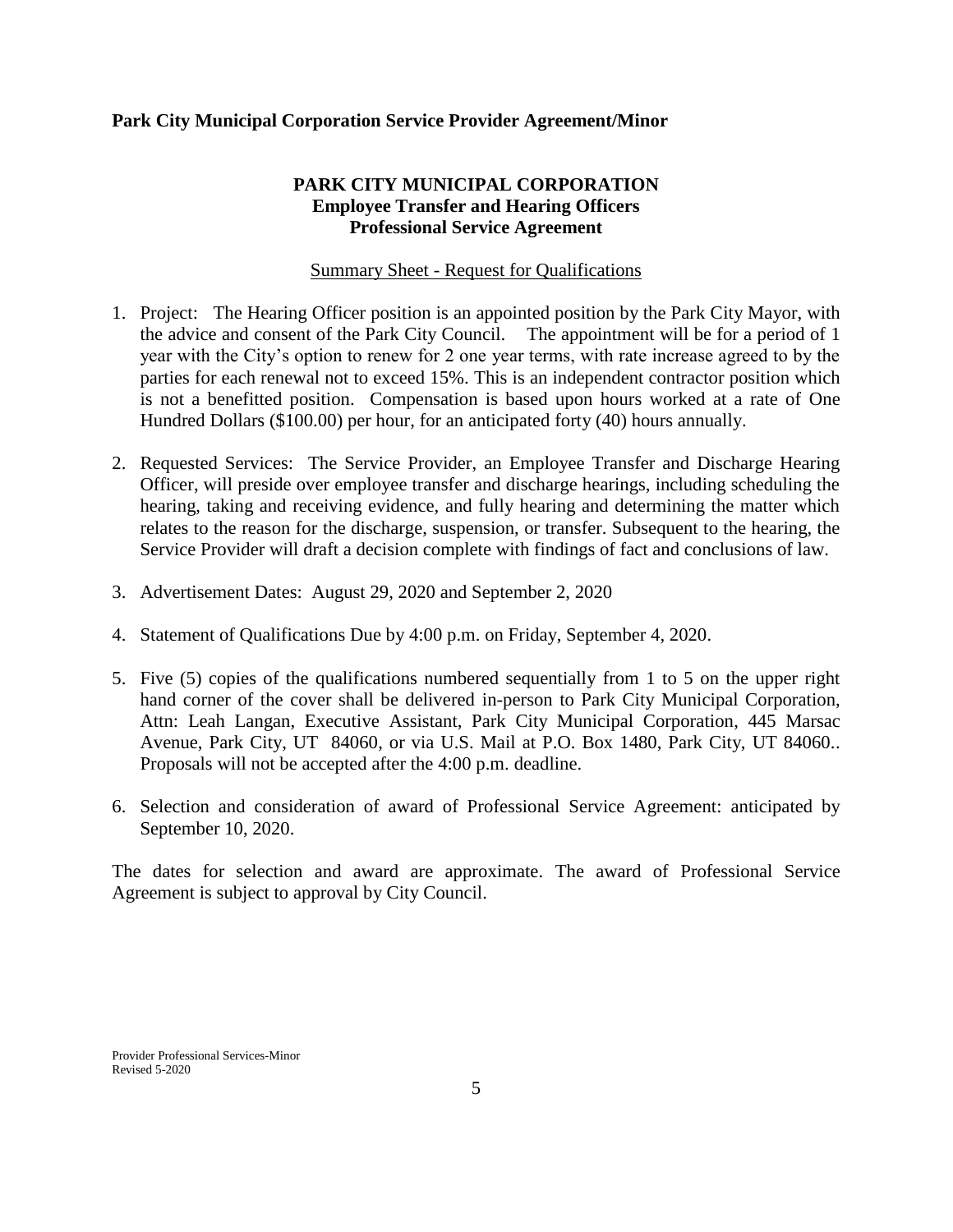**Park City Municipal Corporation Service Provider Agreement/Minor**

# PARK CITY MUNICIPAL CORPORATION
## Employee Transfer and Hearing Officers
## Professional Service Agreement

Summary Sheet - Request for Qualifications

1. Project: The Hearing Officer position is an appointed position by the Park City Mayor, with the advice and consent of the Park City Council. The appointment will be for a period of 1 year with the City's option to renew for 2 one year terms, with rate increase agreed to by the parties for each renewal not to exceed 15%. This is an independent contractor position which is not a benefitted position. Compensation is based upon hours worked at a rate of One Hundred Dollars ($100.00) per hour, for an anticipated forty (40) hours annually.

2. Requested Services: The Service Provider, an Employee Transfer and Discharge Hearing Officer, will preside over employee transfer and discharge hearings, including scheduling the hearing, taking and receiving evidence, and fully hearing and determining the matter which relates to the reason for the discharge, suspension, or transfer. Subsequent to the hearing, the Service Provider will draft a decision complete with findings of fact and conclusions of law.

3. Advertisement Dates: August 29, 2020 and September 2, 2020

4. Statement of Qualifications Due by 4:00 p.m. on Friday, September 4, 2020.

5. Five (5) copies of the qualifications numbered sequentially from 1 to 5 on the upper right hand corner of the cover shall be delivered in-person to Park City Municipal Corporation, Attn: Leah Langan, Executive Assistant, Park City Municipal Corporation, 445 Marsac Avenue, Park City, UT 84060, or via U.S. Mail at P.O. Box 1480, Park City, UT 84060.. Proposals will not be accepted after the 4:00 p.m. deadline.

6. Selection and consideration of award of Professional Service Agreement: anticipated by September 10, 2020.

The dates for selection and award are approximate. The award of Professional Service Agreement is subject to approval by City Council.

Provider Professional Services-Minor
Revised 5-2020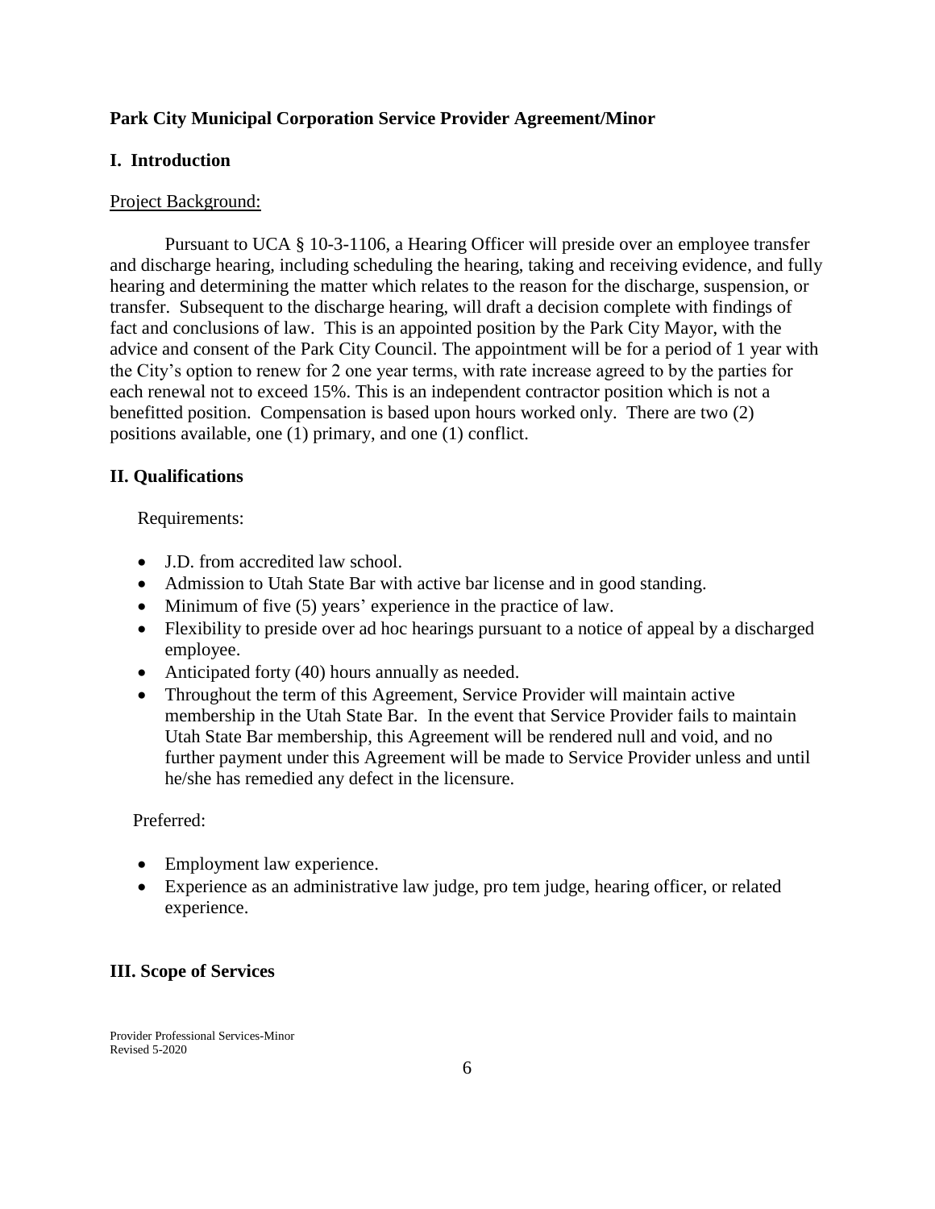**Park City Municipal Corporation Service Provider Agreement/Minor**

**I. Introduction**

Project Background:

Pursuant to UCA § 10-3-1106, a Hearing Officer will preside over an employee transfer and discharge hearing, including scheduling the hearing, taking and receiving evidence, and fully hearing and determining the matter which relates to the reason for the discharge, suspension, or transfer. Subsequent to the discharge hearing, will draft a decision complete with findings of fact and conclusions of law. This is an appointed position by the Park City Mayor, with the advice and consent of the Park City Council. The appointment will be for a period of 1 year with the City's option to renew for 2 one year terms, with rate increase agreed to by the parties for each renewal not to exceed 15%. This is an independent contractor position which is not a benefitted position. Compensation is based upon hours worked only. There are two (2) positions available, one (1) primary, and one (1) conflict.

**II. Qualifications**

Requirements:

- J.D. from accredited law school.
- Admission to Utah State Bar with active bar license and in good standing.
- Minimum of five (5) years' experience in the practice of law.
- Flexibility to preside over ad hoc hearings pursuant to a notice of appeal by a discharged employee.
- Anticipated forty (40) hours annually as needed.
- Throughout the term of this Agreement, Service Provider will maintain active membership in the Utah State Bar. In the event that Service Provider fails to maintain Utah State Bar membership, this Agreement will be rendered null and void, and no further payment under this Agreement will be made to Service Provider unless and until he/she has remedied any defect in the licensure.

Preferred:

- Employment law experience.
- Experience as an administrative law judge, pro tem judge, hearing officer, or related experience.

**III. Scope of Services**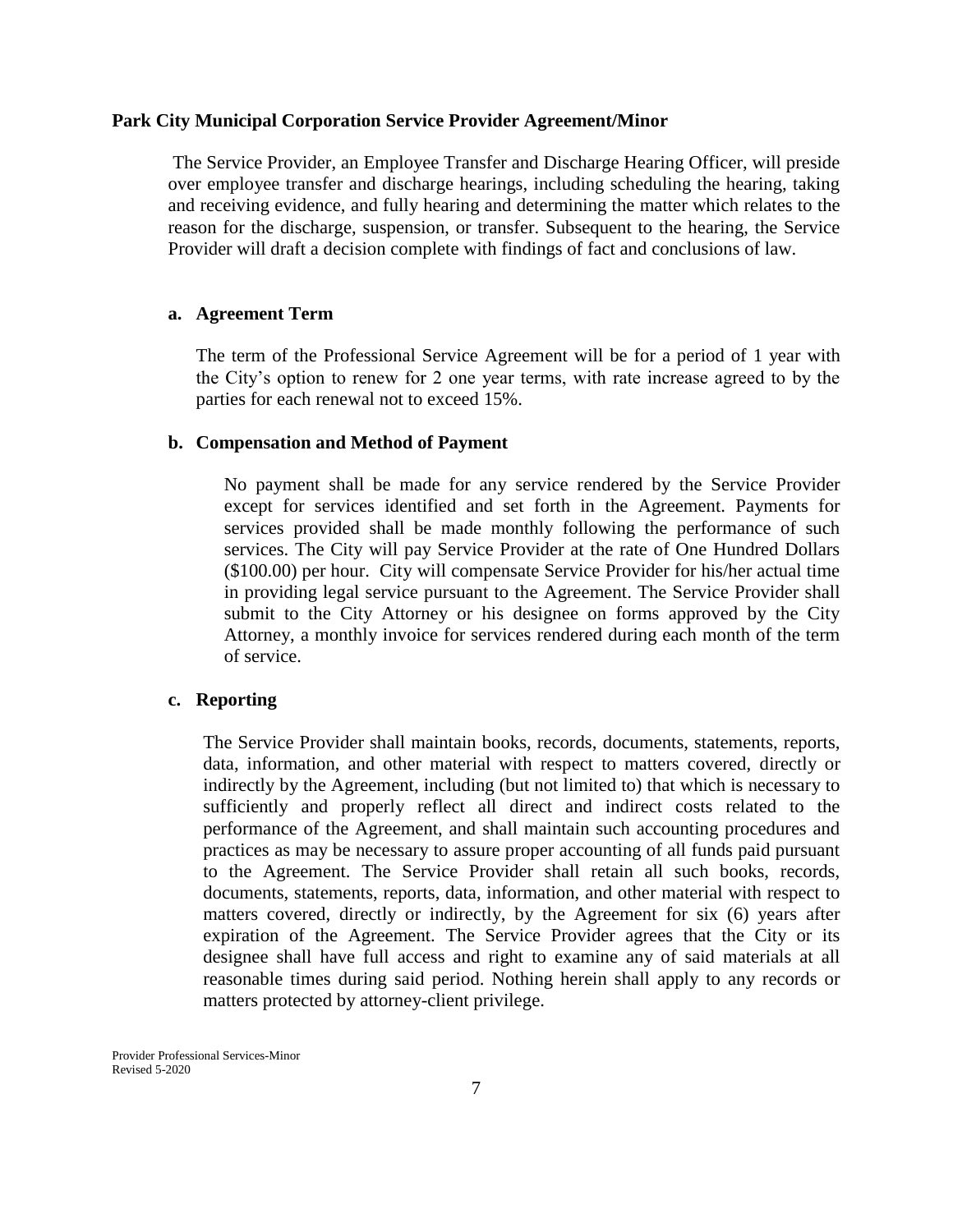**Park City Municipal Corporation Service Provider Agreement/Minor**

The Service Provider, an Employee Transfer and Discharge Hearing Officer, will preside over employee transfer and discharge hearings, including scheduling the hearing, taking and receiving evidence, and fully hearing and determining the matter which relates to the reason for the discharge, suspension, or transfer. Subsequent to the hearing, the Service Provider will draft a decision complete with findings of fact and conclusions of law.

**a. Agreement Term**

The term of the Professional Service Agreement will be for a period of 1 year with the City's option to renew for 2 one year terms, with rate increase agreed to by the parties for each renewal not to exceed 15%.

**b. Compensation and Method of Payment**

No payment shall be made for any service rendered by the Service Provider except for services identified and set forth in the Agreement. Payments for services provided shall be made monthly following the performance of such services. The City will pay Service Provider at the rate of One Hundred Dollars ($100.00) per hour. City will compensate Service Provider for his/her actual time in providing legal service pursuant to the Agreement. The Service Provider shall submit to the City Attorney or his designee on forms approved by the City Attorney, a monthly invoice for services rendered during each month of the term of service.

**c. Reporting**

The Service Provider shall maintain books, records, documents, statements, reports, data, information, and other material with respect to matters covered, directly or indirectly by the Agreement, including (but not limited to) that which is necessary to sufficiently and properly reflect all direct and indirect costs related to the performance of the Agreement, and shall maintain such accounting procedures and practices as may be necessary to assure proper accounting of all funds paid pursuant to the Agreement. The Service Provider shall retain all such books, records, documents, statements, reports, data, information, and other material with respect to matters covered, directly or indirectly, by the Agreement for six (6) years after expiration of the Agreement. The Service Provider agrees that the City or its designee shall have full access and right to examine any of said materials at all reasonable times during said period. Nothing herein shall apply to any records or matters protected by attorney-client privilege.

Provider Professional Services-Minor
Revised 5-2020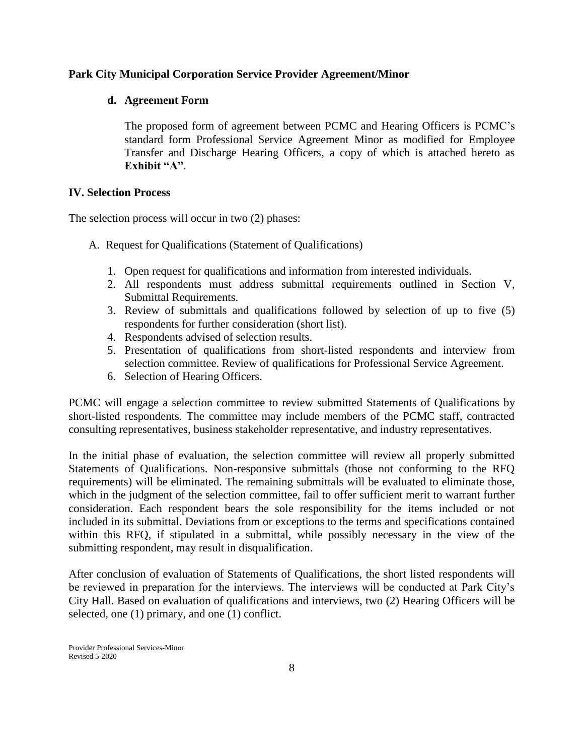**Park City Municipal Corporation Service Provider Agreement/Minor**

**d. Agreement Form**

The proposed form of agreement between PCMC and Hearing Officers is PCMC's standard form Professional Service Agreement Minor as modified for Employee Transfer and Discharge Hearing Officers, a copy of which is attached hereto as **Exhibit "A"**.

## IV. Selection Process

The selection process will occur in two (2) phases:

A. Request for Qualifications (Statement of Qualifications)

1. Open request for qualifications and information from interested individuals.
2. All respondents must address submittal requirements outlined in Section V, Submittal Requirements.
3. Review of submittals and qualifications followed by selection of up to five (5) respondents for further consideration (short list).
4. Respondents advised of selection results.
5. Presentation of qualifications from short-listed respondents and interview from selection committee. Review of qualifications for Professional Service Agreement.
6. Selection of Hearing Officers.

PCMC will engage a selection committee to review submitted Statements of Qualifications by short-listed respondents. The committee may include members of the PCMC staff, contracted consulting representatives, business stakeholder representative, and industry representatives.

In the initial phase of evaluation, the selection committee will review all properly submitted Statements of Qualifications. Non-responsive submittals (those not conforming to the RFQ requirements) will be eliminated. The remaining submittals will be evaluated to eliminate those, which in the judgment of the selection committee, fail to offer sufficient merit to warrant further consideration. Each respondent bears the sole responsibility for the items included or not included in its submittal. Deviations from or exceptions to the terms and specifications contained within this RFQ, if stipulated in a submittal, while possibly necessary in the view of the submitting respondent, may result in disqualification.

After conclusion of evaluation of Statements of Qualifications, the short listed respondents will be reviewed in preparation for the interviews. The interviews will be conducted at Park City's City Hall. Based on evaluation of qualifications and interviews, two (2) Hearing Officers will be selected, one (1) primary, and one (1) conflict.

Provider Professional Services-Minor
Revised 5-2020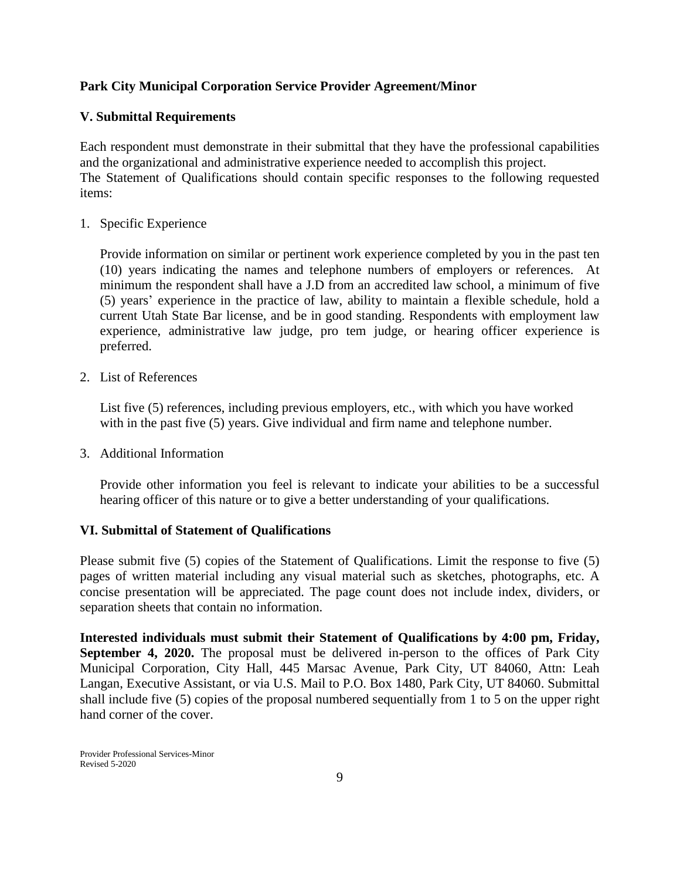**Park City Municipal Corporation Service Provider Agreement/Minor**

## V. Submittal Requirements

Each respondent must demonstrate in their submittal that they have the professional capabilities and the organizational and administrative experience needed to accomplish this project.
The Statement of Qualifications should contain specific responses to the following requested items:

1. Specific Experience

   Provide information on similar or pertinent work experience completed by you in the past ten (10) years indicating the names and telephone numbers of employers or references. At minimum the respondent shall have a J.D from an accredited law school, a minimum of five (5) years' experience in the practice of law, ability to maintain a flexible schedule, hold a current Utah State Bar license, and be in good standing. Respondents with employment law experience, administrative law judge, pro tem judge, or hearing officer experience is preferred.

2. List of References

   List five (5) references, including previous employers, etc., with which you have worked with in the past five (5) years. Give individual and firm name and telephone number.

3. Additional Information

   Provide other information you feel is relevant to indicate your abilities to be a successful hearing officer of this nature or to give a better understanding of your qualifications.

## VI. Submittal of Statement of Qualifications

Please submit five (5) copies of the Statement of Qualifications. Limit the response to five (5) pages of written material including any visual material such as sketches, photographs, etc. A concise presentation will be appreciated. The page count does not include index, dividers, or separation sheets that contain no information.

**Interested individuals must submit their Statement of Qualifications by 4:00 pm, Friday, September 4, 2020.** The proposal must be delivered in-person to the offices of Park City Municipal Corporation, City Hall, 445 Marsac Avenue, Park City, UT 84060, Attn: Leah Langan, Executive Assistant, or via U.S. Mail to P.O. Box 1480, Park City, UT 84060. Submittal shall include five (5) copies of the proposal numbered sequentially from 1 to 5 on the upper right hand corner of the cover.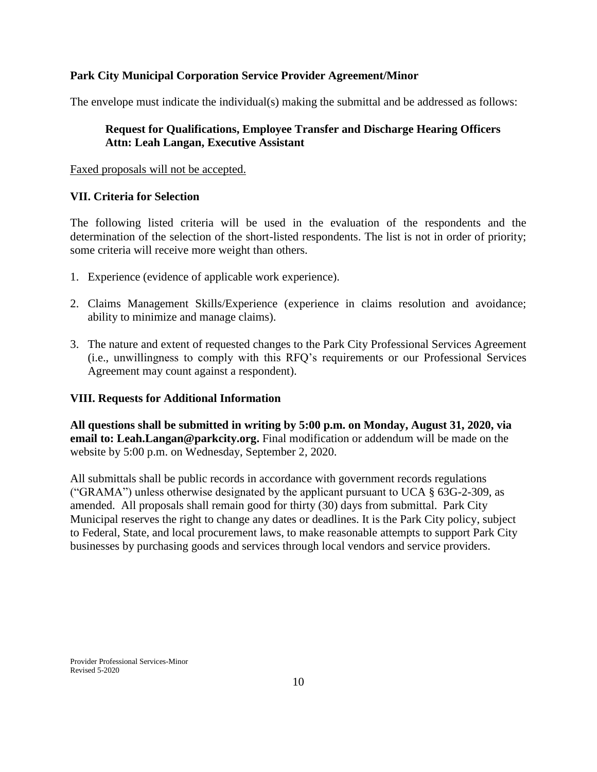**Park City Municipal Corporation Service Provider Agreement/Minor**

The envelope must indicate the individual(s) making the submittal and be addressed as follows:

> **Request for Qualifications, Employee Transfer and Discharge Hearing Officers**
> **Attn: Leah Langan, Executive Assistant**

Faxed proposals will not be accepted.

### VII. Criteria for Selection

The following listed criteria will be used in the evaluation of the respondents and the determination of the selection of the short-listed respondents. The list is not in order of priority; some criteria will receive more weight than others.

1. Experience (evidence of applicable work experience).
2. Claims Management Skills/Experience (experience in claims resolution and avoidance; ability to minimize and manage claims).
3. The nature and extent of requested changes to the Park City Professional Services Agreement (i.e., unwillingness to comply with this RFQ's requirements or our Professional Services Agreement may count against a respondent).

### VIII. Requests for Additional Information

**All questions shall be submitted in writing by 5:00 p.m. on Monday, August 31, 2020, via email to: Leah.Langan@parkcity.org.** Final modification or addendum will be made on the website by 5:00 p.m. on Wednesday, September 2, 2020.

All submittals shall be public records in accordance with government records regulations ("GRAMA") unless otherwise designated by the applicant pursuant to UCA § 63G-2-309, as amended. All proposals shall remain good for thirty (30) days from submittal. Park City Municipal reserves the right to change any dates or deadlines. It is the Park City policy, subject to Federal, State, and local procurement laws, to make reasonable attempts to support Park City businesses by purchasing goods and services through local vendors and service providers.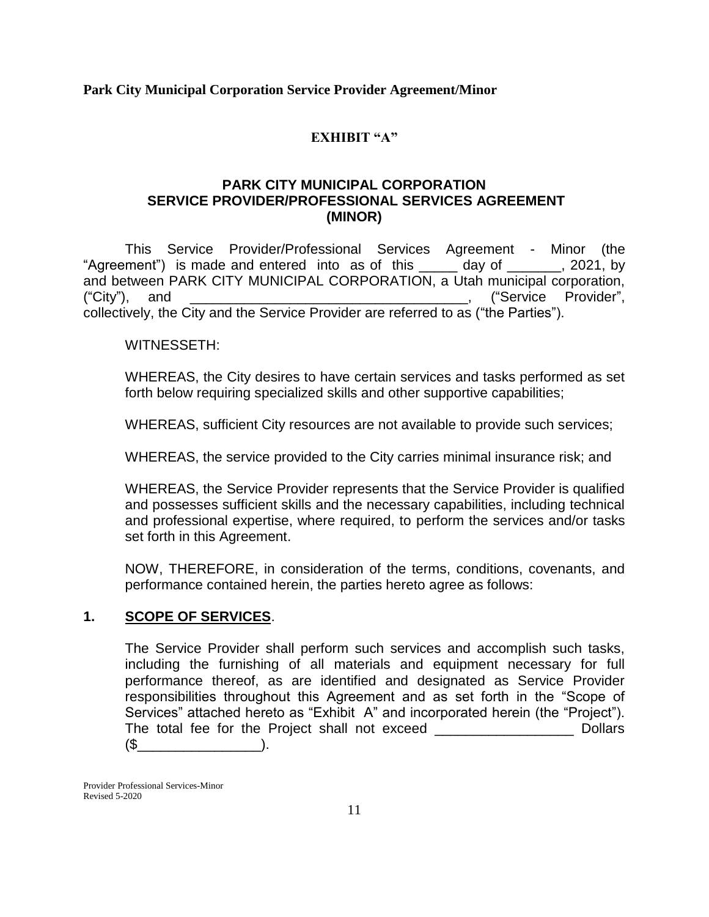**Park City Municipal Corporation Service Provider Agreement/Minor**

**EXHIBIT "A"**

# PARK CITY MUNICIPAL CORPORATION SERVICE PROVIDER/PROFESSIONAL SERVICES AGREEMENT (MINOR)

This Service Provider/Professional Services Agreement - Minor (the "Agreement") is made and entered into as of this _____ day of _______, 2021, by and between PARK CITY MUNICIPAL CORPORATION, a Utah municipal corporation, ("City"), and ____________________________________, ("Service Provider", collectively, the City and the Service Provider are referred to as ("the Parties").

WITNESSETH:

WHEREAS, the City desires to have certain services and tasks performed as set forth below requiring specialized skills and other supportive capabilities;

WHEREAS, sufficient City resources are not available to provide such services;

WHEREAS, the service provided to the City carries minimal insurance risk; and

WHEREAS, the Service Provider represents that the Service Provider is qualified and possesses sufficient skills and the necessary capabilities, including technical and professional expertise, where required, to perform the services and/or tasks set forth in this Agreement.

NOW, THEREFORE, in consideration of the terms, conditions, covenants, and performance contained herein, the parties hereto agree as follows:

## 1. SCOPE OF SERVICES.

The Service Provider shall perform such services and accomplish such tasks, including the furnishing of all materials and equipment necessary for full performance thereof, as are identified and designated as Service Provider responsibilities throughout this Agreement and as set forth in the "Scope of Services" attached hereto as "Exhibit A" and incorporated herein (the "Project"). The total fee for the Project shall not exceed __________________ Dollars ($________________).

Provider Professional Services-Minor
Revised 5-2020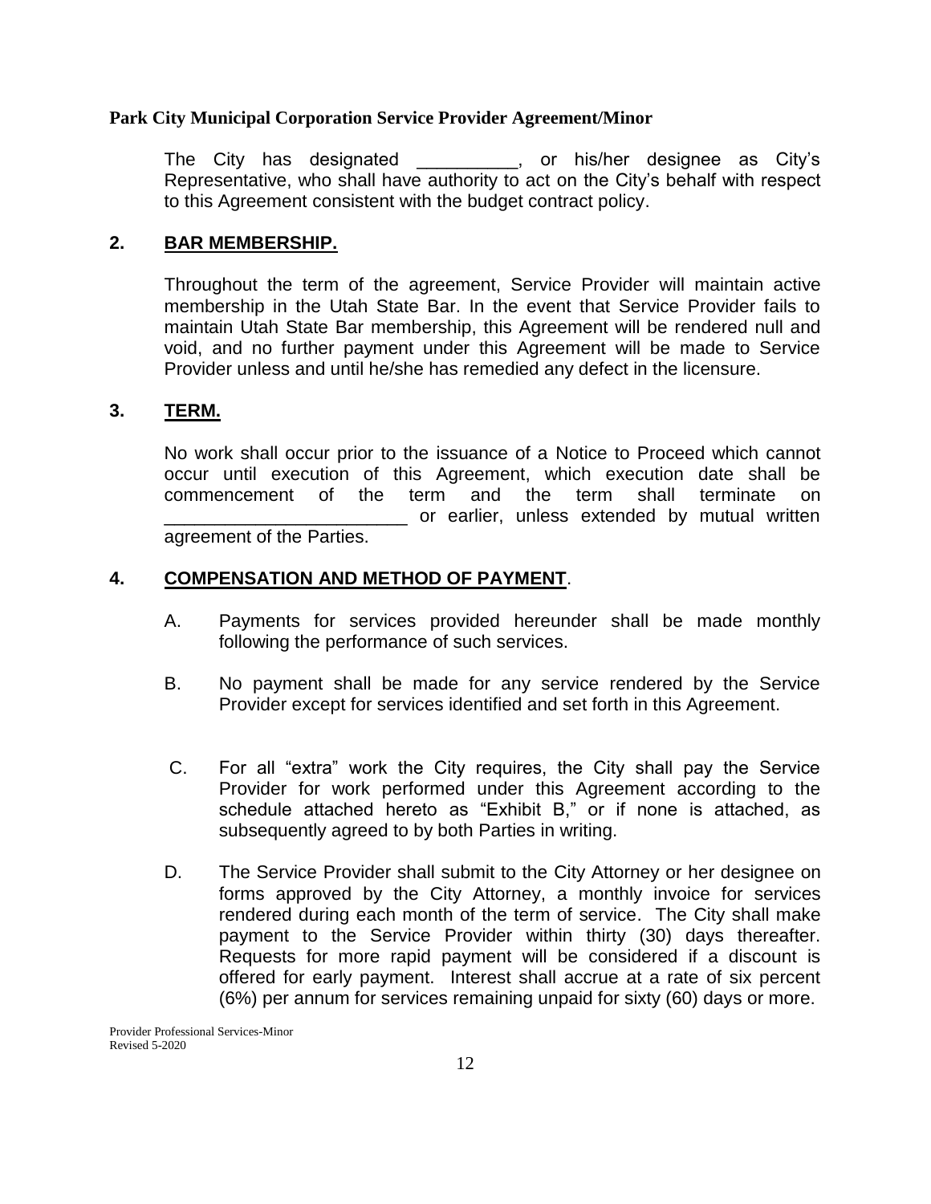The City has designated __________, or his/her designee as City's Representative, who shall have authority to act on the City's behalf with respect to this Agreement consistent with the budget contract policy.

## 2. BAR MEMBERSHIP.

Throughout the term of the agreement, Service Provider will maintain active membership in the Utah State Bar. In the event that Service Provider fails to maintain Utah State Bar membership, this Agreement will be rendered null and void, and no further payment under this Agreement will be made to Service Provider unless and until he/she has remedied any defect in the licensure.

## 3. TERM.

No work shall occur prior to the issuance of a Notice to Proceed which cannot occur until execution of this Agreement, which execution date shall be commencement of the term and the term shall terminate on ________________________ or earlier, unless extended by mutual written agreement of the Parties.

## 4. COMPENSATION AND METHOD OF PAYMENT.

A. Payments for services provided hereunder shall be made monthly following the performance of such services.

B. No payment shall be made for any service rendered by the Service Provider except for services identified and set forth in this Agreement.

C. For all "extra" work the City requires, the City shall pay the Service Provider for work performed under this Agreement according to the schedule attached hereto as "Exhibit B," or if none is attached, as subsequently agreed to by both Parties in writing.

D. The Service Provider shall submit to the City Attorney or her designee on forms approved by the City Attorney, a monthly invoice for services rendered during each month of the term of service. The City shall make payment to the Service Provider within thirty (30) days thereafter. Requests for more rapid payment will be considered if a discount is offered for early payment. Interest shall accrue at a rate of six percent (6%) per annum for services remaining unpaid for sixty (60) days or more.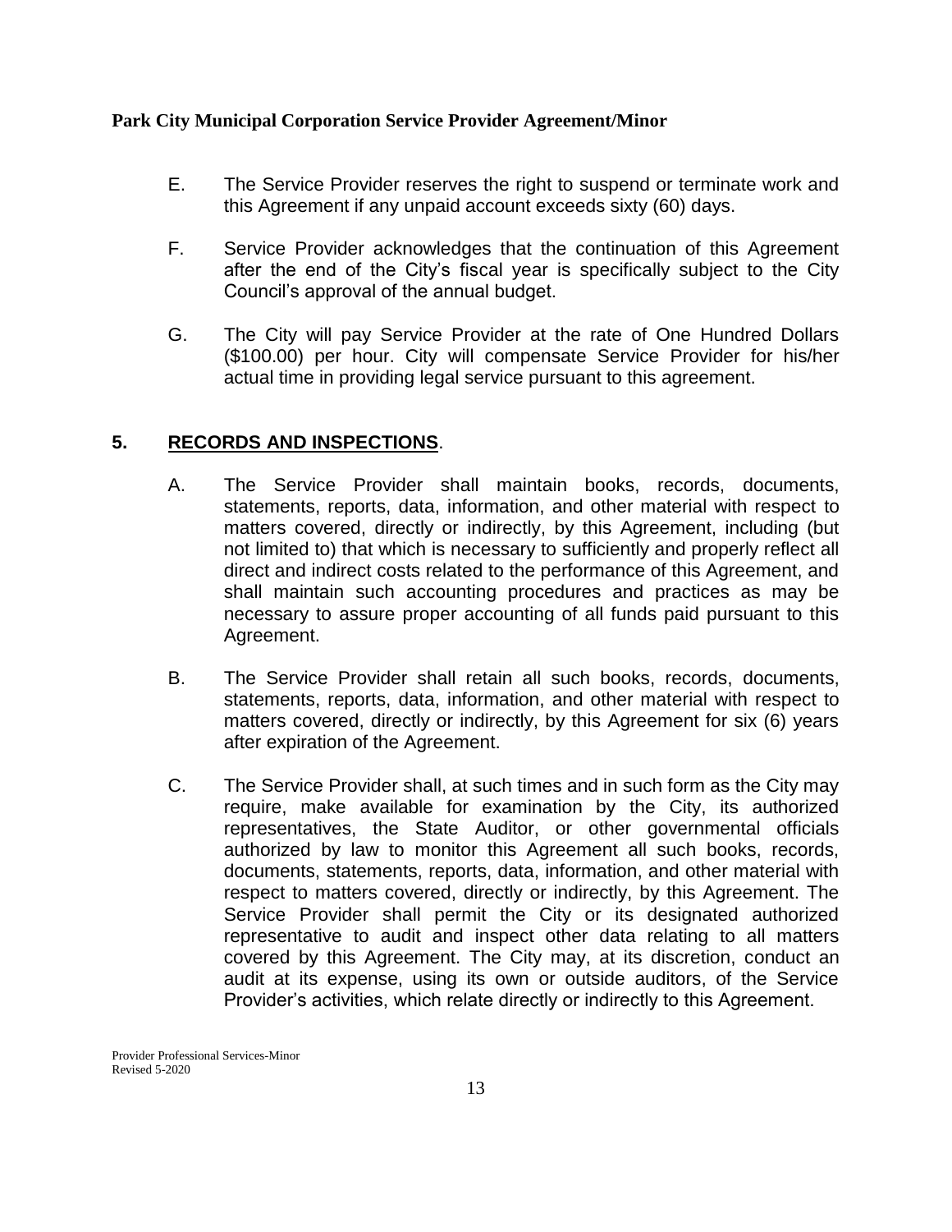E. The Service Provider reserves the right to suspend or terminate work and this Agreement if any unpaid account exceeds sixty (60) days.

F. Service Provider acknowledges that the continuation of this Agreement after the end of the City's fiscal year is specifically subject to the City Council's approval of the annual budget.

G. The City will pay Service Provider at the rate of One Hundred Dollars ($100.00) per hour. City will compensate Service Provider for his/her actual time in providing legal service pursuant to this agreement.

## 5. <u>RECORDS AND INSPECTIONS</u>.

A. The Service Provider shall maintain books, records, documents, statements, reports, data, information, and other material with respect to matters covered, directly or indirectly, by this Agreement, including (but not limited to) that which is necessary to sufficiently and properly reflect all direct and indirect costs related to the performance of this Agreement, and shall maintain such accounting procedures and practices as may be necessary to assure proper accounting of all funds paid pursuant to this Agreement.

B. The Service Provider shall retain all such books, records, documents, statements, reports, data, information, and other material with respect to matters covered, directly or indirectly, by this Agreement for six (6) years after expiration of the Agreement.

C. The Service Provider shall, at such times and in such form as the City may require, make available for examination by the City, its authorized representatives, the State Auditor, or other governmental officials authorized by law to monitor this Agreement all such books, records, documents, statements, reports, data, information, and other material with respect to matters covered, directly or indirectly, by this Agreement. The Service Provider shall permit the City or its designated authorized representative to audit and inspect other data relating to all matters covered by this Agreement. The City may, at its discretion, conduct an audit at its expense, using its own or outside auditors, of the Service Provider's activities, which relate directly or indirectly to this Agreement.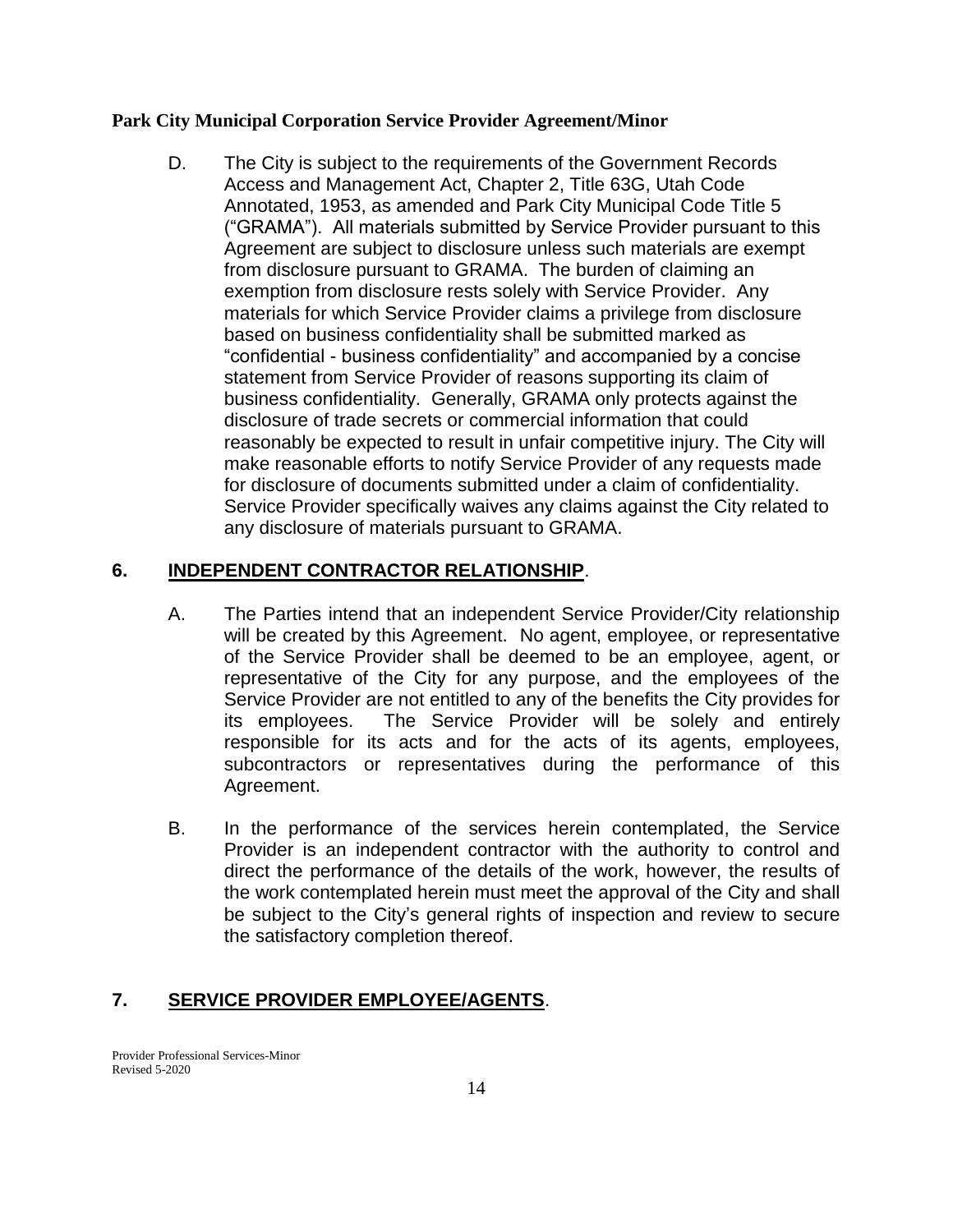D. The City is subject to the requirements of the Government Records Access and Management Act, Chapter 2, Title 63G, Utah Code Annotated, 1953, as amended and Park City Municipal Code Title 5 ("GRAMA"). All materials submitted by Service Provider pursuant to this Agreement are subject to disclosure unless such materials are exempt from disclosure pursuant to GRAMA. The burden of claiming an exemption from disclosure rests solely with Service Provider. Any materials for which Service Provider claims a privilege from disclosure based on business confidentiality shall be submitted marked as "confidential - business confidentiality" and accompanied by a concise statement from Service Provider of reasons supporting its claim of business confidentiality. Generally, GRAMA only protects against the disclosure of trade secrets or commercial information that could reasonably be expected to result in unfair competitive injury. The City will make reasonable efforts to notify Service Provider of any requests made for disclosure of documents submitted under a claim of confidentiality. Service Provider specifically waives any claims against the City related to any disclosure of materials pursuant to GRAMA.

## 6. INDEPENDENT CONTRACTOR RELATIONSHIP.

A. The Parties intend that an independent Service Provider/City relationship will be created by this Agreement. No agent, employee, or representative of the Service Provider shall be deemed to be an employee, agent, or representative of the City for any purpose, and the employees of the Service Provider are not entitled to any of the benefits the City provides for its employees. The Service Provider will be solely and entirely responsible for its acts and for the acts of its agents, employees, subcontractors or representatives during the performance of this Agreement.

B. In the performance of the services herein contemplated, the Service Provider is an independent contractor with the authority to control and direct the performance of the details of the work, however, the results of the work contemplated herein must meet the approval of the City and shall be subject to the City's general rights of inspection and review to secure the satisfactory completion thereof.

## 7. SERVICE PROVIDER EMPLOYEE/AGENTS.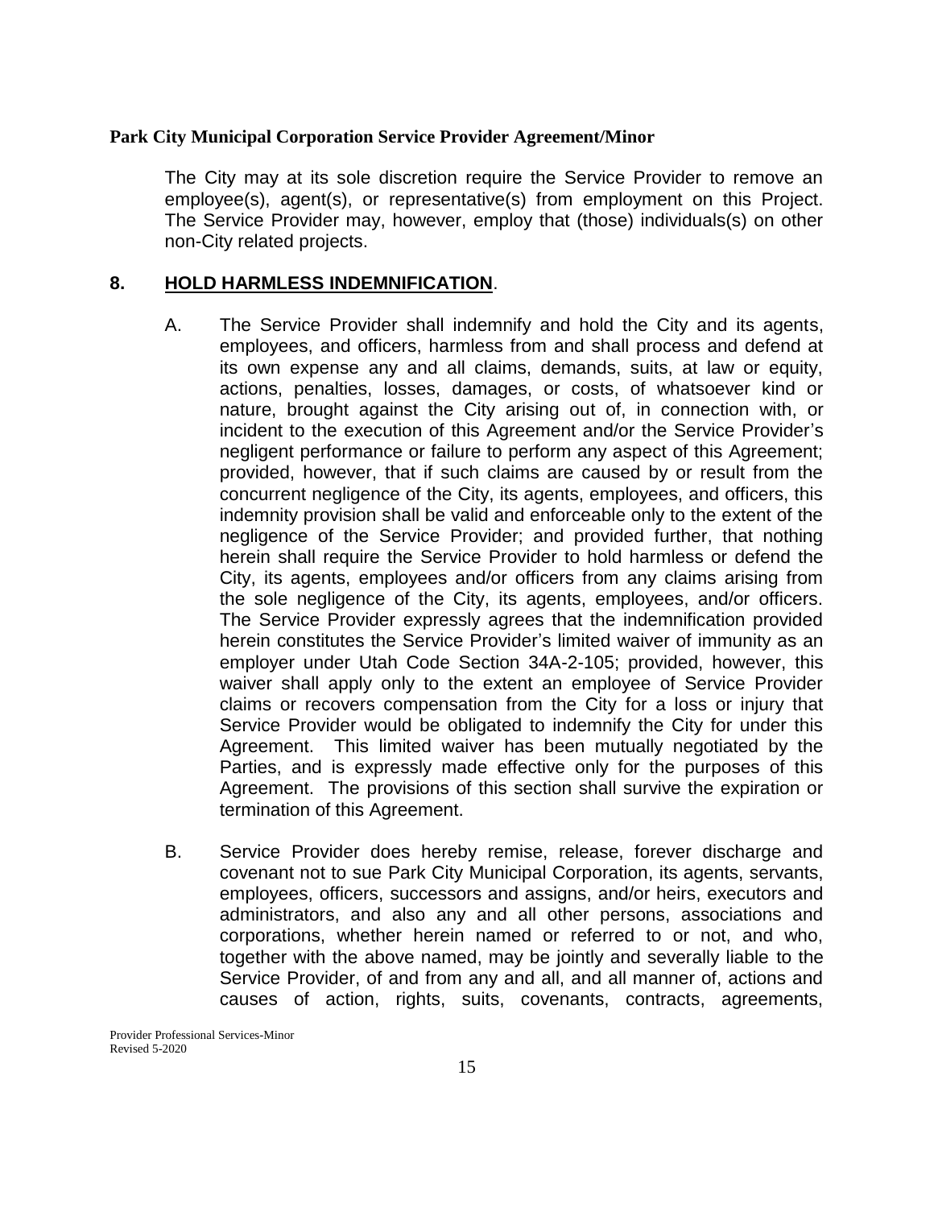The City may at its sole discretion require the Service Provider to remove an employee(s), agent(s), or representative(s) from employment on this Project. The Service Provider may, however, employ that (those) individuals(s) on other non-City related projects.

## 8. HOLD HARMLESS INDEMNIFICATION.

A. The Service Provider shall indemnify and hold the City and its agents, employees, and officers, harmless from and shall process and defend at its own expense any and all claims, demands, suits, at law or equity, actions, penalties, losses, damages, or costs, of whatsoever kind or nature, brought against the City arising out of, in connection with, or incident to the execution of this Agreement and/or the Service Provider's negligent performance or failure to perform any aspect of this Agreement; provided, however, that if such claims are caused by or result from the concurrent negligence of the City, its agents, employees, and officers, this indemnity provision shall be valid and enforceable only to the extent of the negligence of the Service Provider; and provided further, that nothing herein shall require the Service Provider to hold harmless or defend the City, its agents, employees and/or officers from any claims arising from the sole negligence of the City, its agents, employees, and/or officers. The Service Provider expressly agrees that the indemnification provided herein constitutes the Service Provider's limited waiver of immunity as an employer under Utah Code Section 34A-2-105; provided, however, this waiver shall apply only to the extent an employee of Service Provider claims or recovers compensation from the City for a loss or injury that Service Provider would be obligated to indemnify the City for under this Agreement. This limited waiver has been mutually negotiated by the Parties, and is expressly made effective only for the purposes of this Agreement. The provisions of this section shall survive the expiration or termination of this Agreement.

B. Service Provider does hereby remise, release, forever discharge and covenant not to sue Park City Municipal Corporation, its agents, servants, employees, officers, successors and assigns, and/or heirs, executors and administrators, and also any and all other persons, associations and corporations, whether herein named or referred to or not, and who, together with the above named, may be jointly and severally liable to the Service Provider, of and from any and all, and all manner of, actions and causes of action, rights, suits, covenants, contracts, agreements,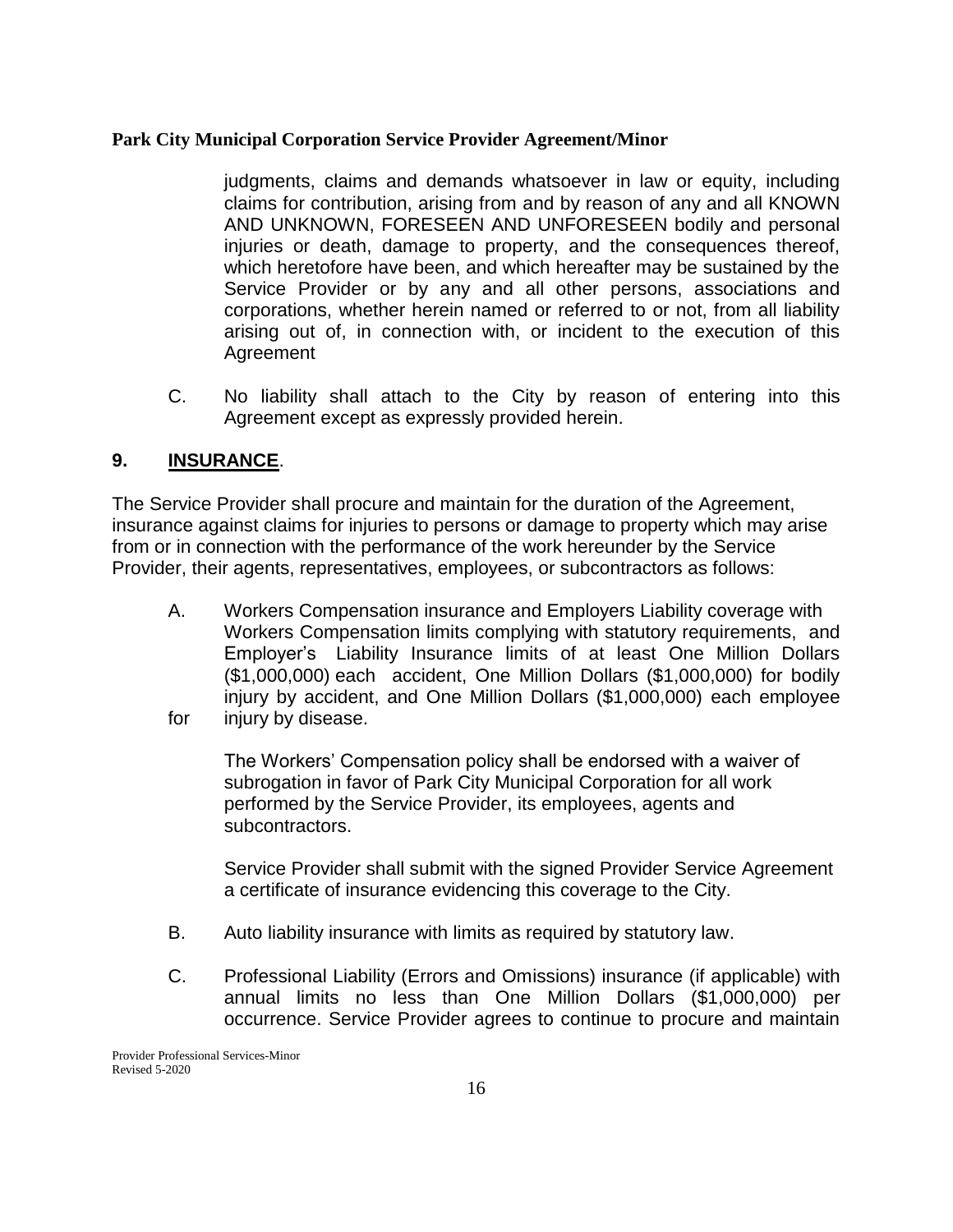judgments, claims and demands whatsoever in law or equity, including claims for contribution, arising from and by reason of any and all KNOWN AND UNKNOWN, FORESEEN AND UNFORESEEN bodily and personal injuries or death, damage to property, and the consequences thereof, which heretofore have been, and which hereafter may be sustained by the Service Provider or by any and all other persons, associations and corporations, whether herein named or referred to or not, from all liability arising out of, in connection with, or incident to the execution of this Agreement

C. No liability shall attach to the City by reason of entering into this Agreement except as expressly provided herein.

## 9. INSURANCE.

The Service Provider shall procure and maintain for the duration of the Agreement, insurance against claims for injuries to persons or damage to property which may arise from or in connection with the performance of the work hereunder by the Service Provider, their agents, representatives, employees, or subcontractors as follows:

A. Workers Compensation insurance and Employers Liability coverage with Workers Compensation limits complying with statutory requirements, and Employer's Liability Insurance limits of at least One Million Dollars ($1,000,000) each accident, One Million Dollars ($1,000,000) for bodily injury by accident, and One Million Dollars ($1,000,000) each employee for injury by disease.

The Workers' Compensation policy shall be endorsed with a waiver of subrogation in favor of Park City Municipal Corporation for all work performed by the Service Provider, its employees, agents and subcontractors.

Service Provider shall submit with the signed Provider Service Agreement a certificate of insurance evidencing this coverage to the City.

B. Auto liability insurance with limits as required by statutory law.

C. Professional Liability (Errors and Omissions) insurance (if applicable) with annual limits no less than One Million Dollars ($1,000,000) per occurrence. Service Provider agrees to continue to procure and maintain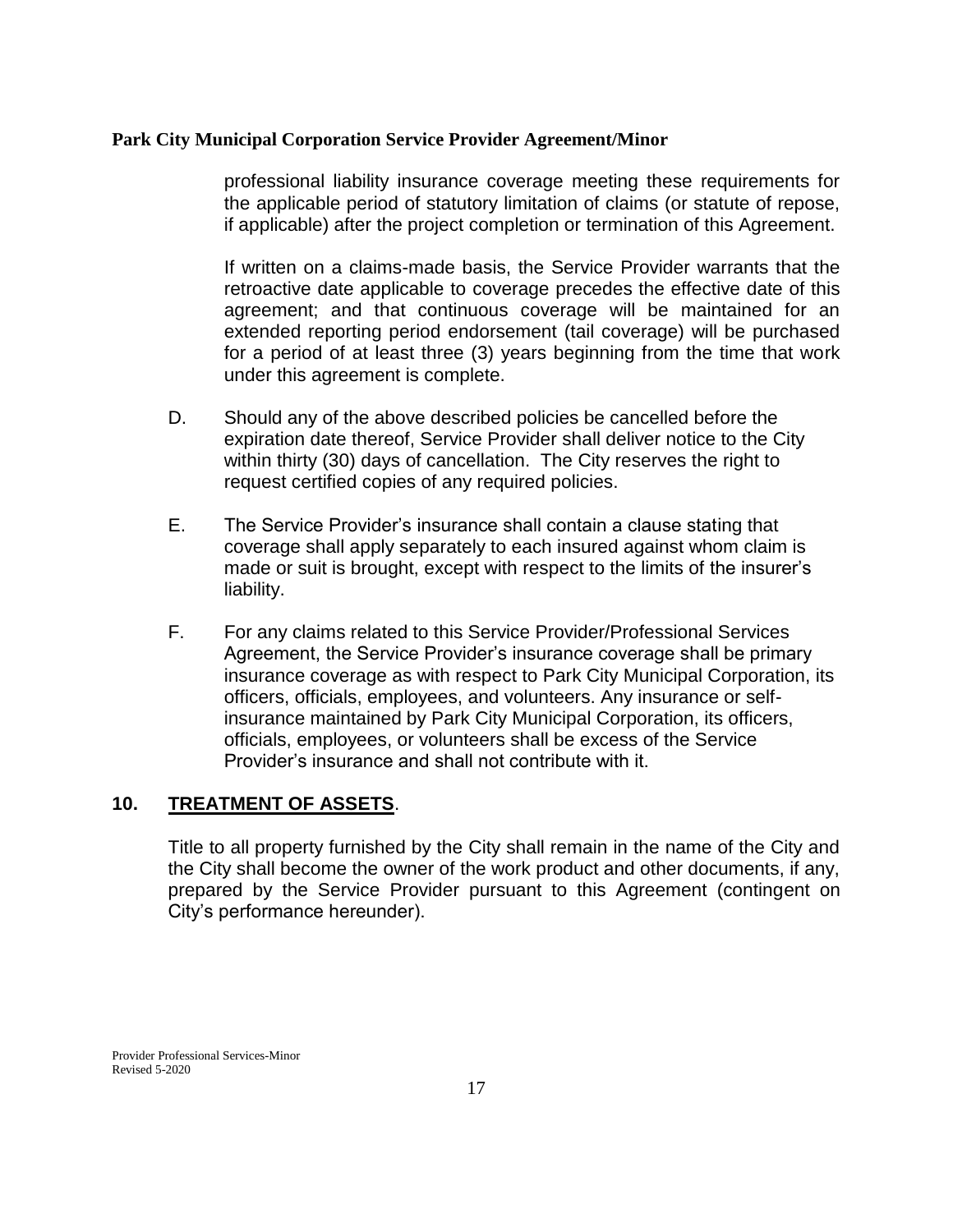professional liability insurance coverage meeting these requirements for the applicable period of statutory limitation of claims (or statute of repose, if applicable) after the project completion or termination of this Agreement.

If written on a claims-made basis, the Service Provider warrants that the retroactive date applicable to coverage precedes the effective date of this agreement; and that continuous coverage will be maintained for an extended reporting period endorsement (tail coverage) will be purchased for a period of at least three (3) years beginning from the time that work under this agreement is complete.

D. Should any of the above described policies be cancelled before the expiration date thereof, Service Provider shall deliver notice to the City within thirty (30) days of cancellation. The City reserves the right to request certified copies of any required policies.

E. The Service Provider's insurance shall contain a clause stating that coverage shall apply separately to each insured against whom claim is made or suit is brought, except with respect to the limits of the insurer's liability.

F. For any claims related to this Service Provider/Professional Services Agreement, the Service Provider's insurance coverage shall be primary insurance coverage as with respect to Park City Municipal Corporation, its officers, officials, employees, and volunteers. Any insurance or self-insurance maintained by Park City Municipal Corporation, its officers, officials, employees, or volunteers shall be excess of the Service Provider's insurance and shall not contribute with it.

## 10. TREATMENT OF ASSETS.

Title to all property furnished by the City shall remain in the name of the City and the City shall become the owner of the work product and other documents, if any, prepared by the Service Provider pursuant to this Agreement (contingent on City's performance hereunder).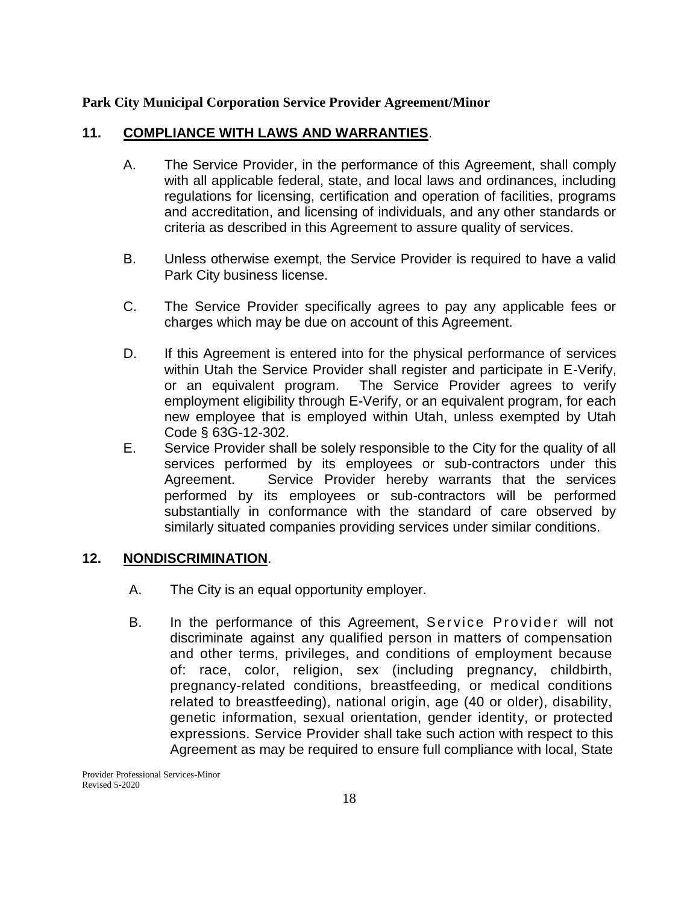## 11. COMPLIANCE WITH LAWS AND WARRANTIES.

A. The Service Provider, in the performance of this Agreement, shall comply with all applicable federal, state, and local laws and ordinances, including regulations for licensing, certification and operation of facilities, programs and accreditation, and licensing of individuals, and any other standards or criteria as described in this Agreement to assure quality of services.

B. Unless otherwise exempt, the Service Provider is required to have a valid Park City business license.

C. The Service Provider specifically agrees to pay any applicable fees or charges which may be due on account of this Agreement.

D. If this Agreement is entered into for the physical performance of services within Utah the Service Provider shall register and participate in E-Verify, or an equivalent program. The Service Provider agrees to verify employment eligibility through E-Verify, or an equivalent program, for each new employee that is employed within Utah, unless exempted by Utah Code § 63G-12-302.

E. Service Provider shall be solely responsible to the City for the quality of all services performed by its employees or sub-contractors under this Agreement. Service Provider hereby warrants that the services performed by its employees or sub-contractors will be performed substantially in conformance with the standard of care observed by similarly situated companies providing services under similar conditions.

## 12. NONDISCRIMINATION.

A. The City is an equal opportunity employer.

B. In the performance of this Agreement, Service Provider will not discriminate against any qualified person in matters of compensation and other terms, privileges, and conditions of employment because of: race, color, religion, sex (including pregnancy, childbirth, pregnancy-related conditions, breastfeeding, or medical conditions related to breastfeeding), national origin, age (40 or older), disability, genetic information, sexual orientation, gender identity, or protected expressions. Service Provider shall take such action with respect to this Agreement as may be required to ensure full compliance with local, State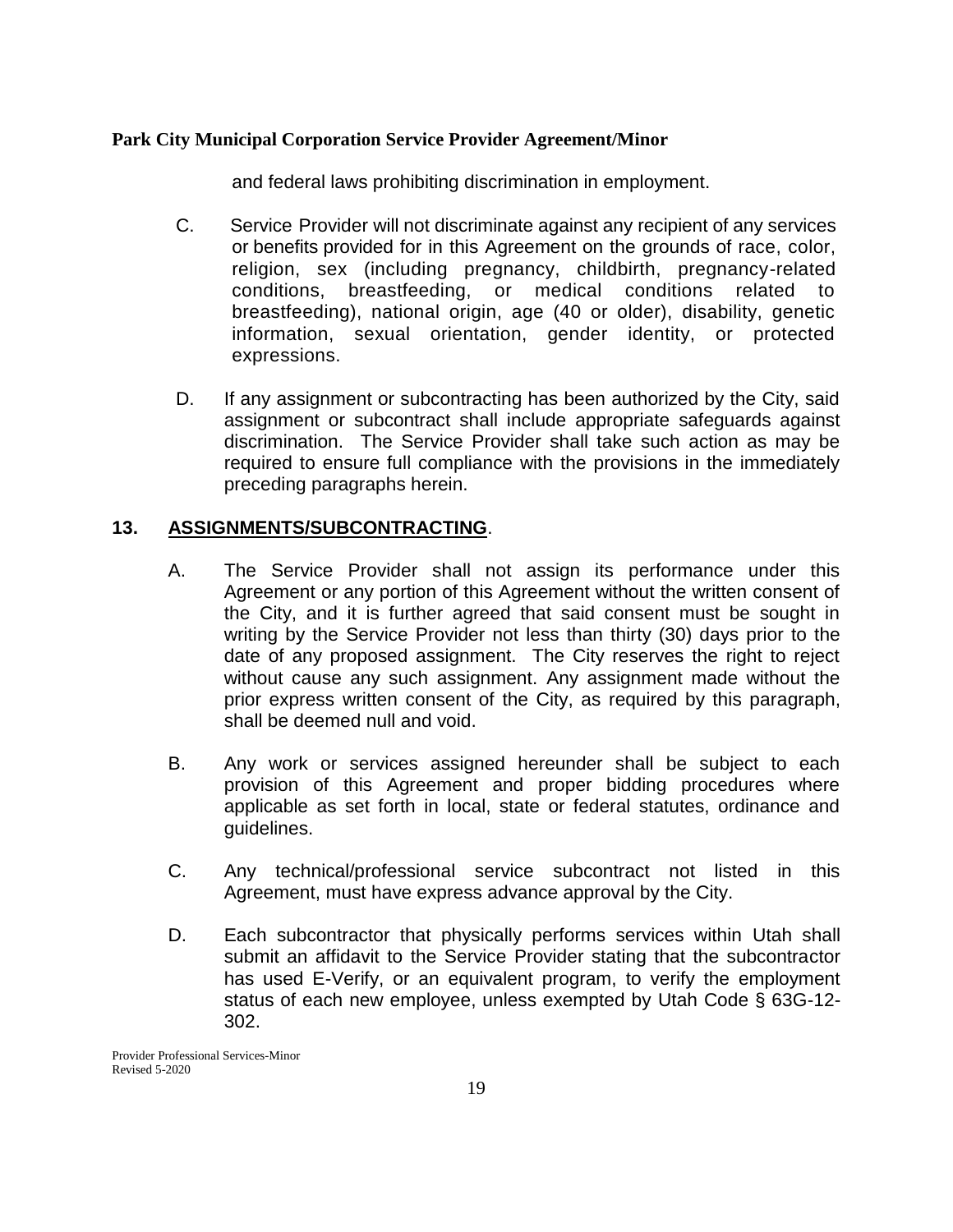and federal laws prohibiting discrimination in employment.

C. Service Provider will not discriminate against any recipient of any services or benefits provided for in this Agreement on the grounds of race, color, religion, sex (including pregnancy, childbirth, pregnancy-related conditions, breastfeeding, or medical conditions related to breastfeeding), national origin, age (40 or older), disability, genetic information, sexual orientation, gender identity, or protected expressions.

D. If any assignment or subcontracting has been authorized by the City, said assignment or subcontract shall include appropriate safeguards against discrimination. The Service Provider shall take such action as may be required to ensure full compliance with the provisions in the immediately preceding paragraphs herein.

## 13. ASSIGNMENTS/SUBCONTRACTING.

A. The Service Provider shall not assign its performance under this Agreement or any portion of this Agreement without the written consent of the City, and it is further agreed that said consent must be sought in writing by the Service Provider not less than thirty (30) days prior to the date of any proposed assignment. The City reserves the right to reject without cause any such assignment. Any assignment made without the prior express written consent of the City, as required by this paragraph, shall be deemed null and void.

B. Any work or services assigned hereunder shall be subject to each provision of this Agreement and proper bidding procedures where applicable as set forth in local, state or federal statutes, ordinance and guidelines.

C. Any technical/professional service subcontract not listed in this Agreement, must have express advance approval by the City.

D. Each subcontractor that physically performs services within Utah shall submit an affidavit to the Service Provider stating that the subcontractor has used E-Verify, or an equivalent program, to verify the employment status of each new employee, unless exempted by Utah Code § 63G-12-302.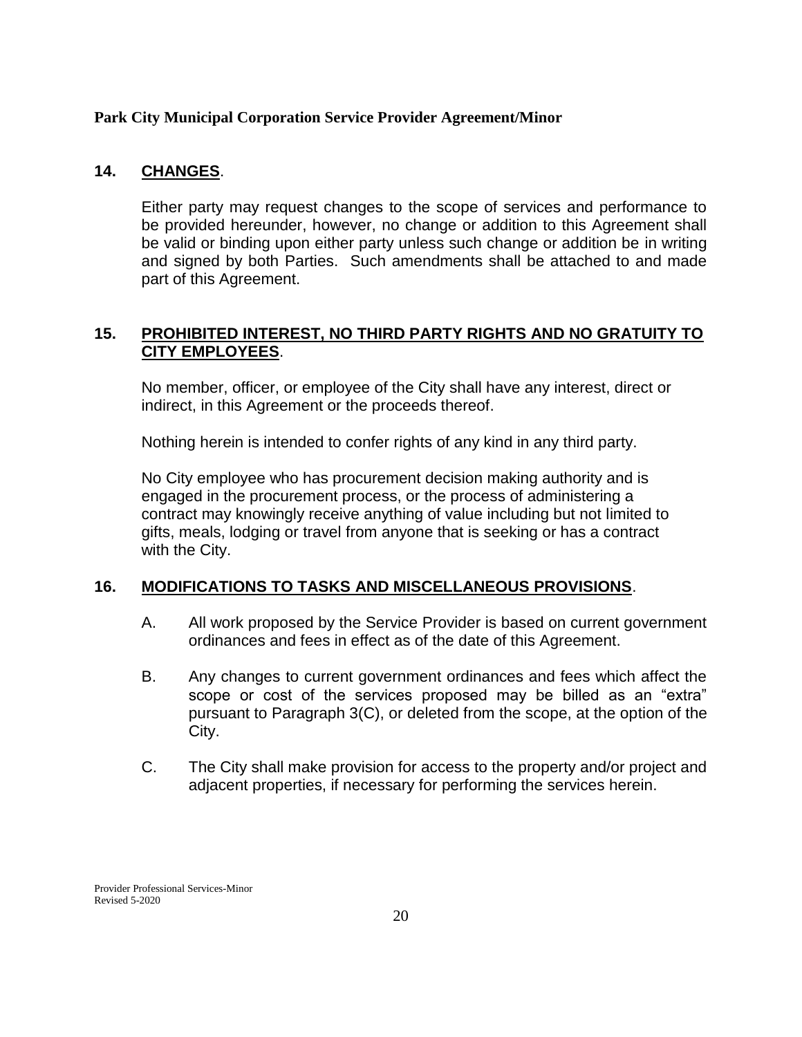## 14. **CHANGES**.

Either party may request changes to the scope of services and performance to be provided hereunder, however, no change or addition to this Agreement shall be valid or binding upon either party unless such change or addition be in writing and signed by both Parties. Such amendments shall be attached to and made part of this Agreement.

## 15. **PROHIBITED INTEREST, NO THIRD PARTY RIGHTS AND NO GRATUITY TO CITY EMPLOYEES**.

No member, officer, or employee of the City shall have any interest, direct or indirect, in this Agreement or the proceeds thereof.

Nothing herein is intended to confer rights of any kind in any third party.

No City employee who has procurement decision making authority and is engaged in the procurement process, or the process of administering a contract may knowingly receive anything of value including but not limited to gifts, meals, lodging or travel from anyone that is seeking or has a contract with the City.

## 16. **MODIFICATIONS TO TASKS AND MISCELLANEOUS PROVISIONS**.

A. All work proposed by the Service Provider is based on current government ordinances and fees in effect as of the date of this Agreement.

B. Any changes to current government ordinances and fees which affect the scope or cost of the services proposed may be billed as an "extra" pursuant to Paragraph 3(C), or deleted from the scope, at the option of the City.

C. The City shall make provision for access to the property and/or project and adjacent properties, if necessary for performing the services herein.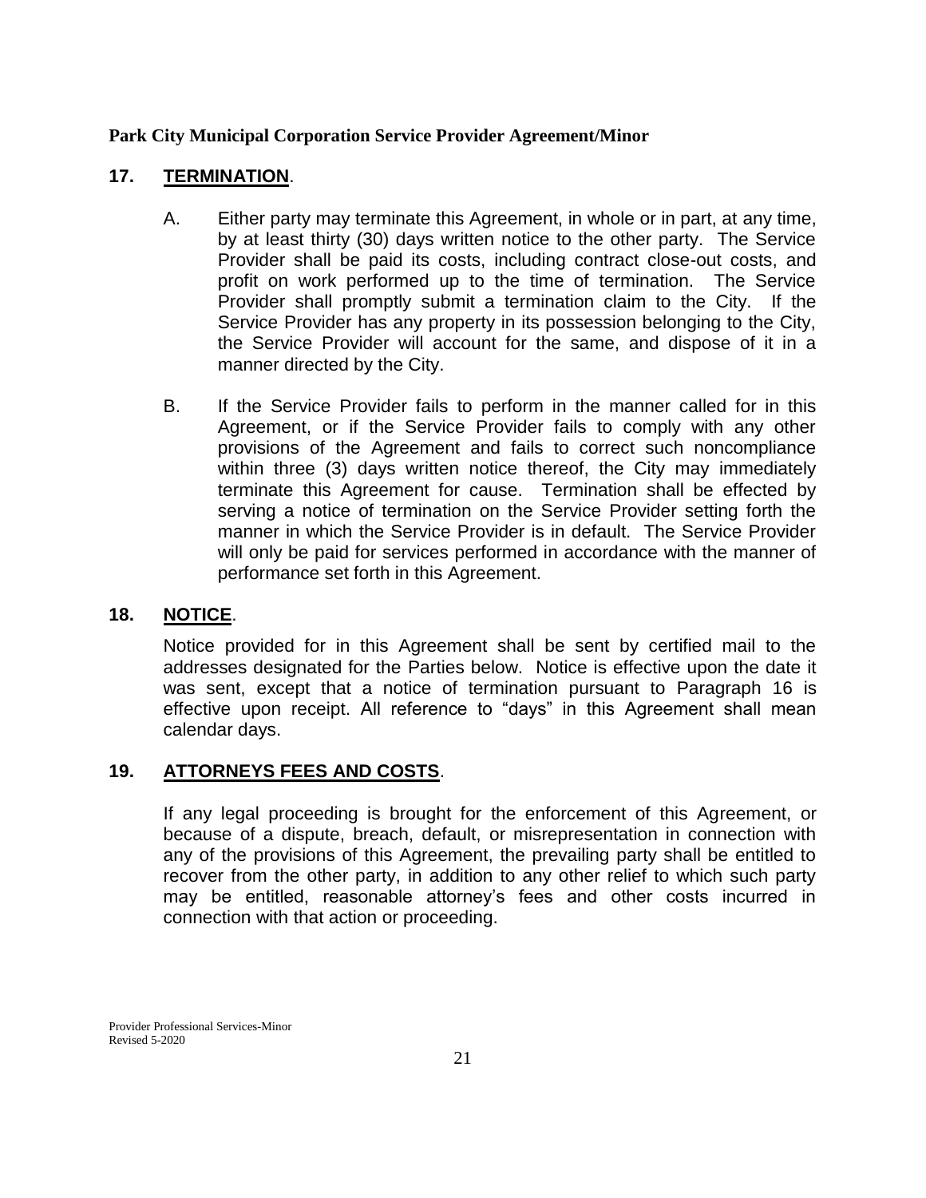**Park City Municipal Corporation Service Provider Agreement/Minor**

## 17. TERMINATION.

A. Either party may terminate this Agreement, in whole or in part, at any time, by at least thirty (30) days written notice to the other party. The Service Provider shall be paid its costs, including contract close-out costs, and profit on work performed up to the time of termination. The Service Provider shall promptly submit a termination claim to the City. If the Service Provider has any property in its possession belonging to the City, the Service Provider will account for the same, and dispose of it in a manner directed by the City.

B. If the Service Provider fails to perform in the manner called for in this Agreement, or if the Service Provider fails to comply with any other provisions of the Agreement and fails to correct such noncompliance within three (3) days written notice thereof, the City may immediately terminate this Agreement for cause. Termination shall be effected by serving a notice of termination on the Service Provider setting forth the manner in which the Service Provider is in default. The Service Provider will only be paid for services performed in accordance with the manner of performance set forth in this Agreement.

## 18. NOTICE.

Notice provided for in this Agreement shall be sent by certified mail to the addresses designated for the Parties below. Notice is effective upon the date it was sent, except that a notice of termination pursuant to Paragraph 16 is effective upon receipt. All reference to "days" in this Agreement shall mean calendar days.

## 19. ATTORNEYS FEES AND COSTS.

If any legal proceeding is brought for the enforcement of this Agreement, or because of a dispute, breach, default, or misrepresentation in connection with any of the provisions of this Agreement, the prevailing party shall be entitled to recover from the other party, in addition to any other relief to which such party may be entitled, reasonable attorney's fees and other costs incurred in connection with that action or proceeding.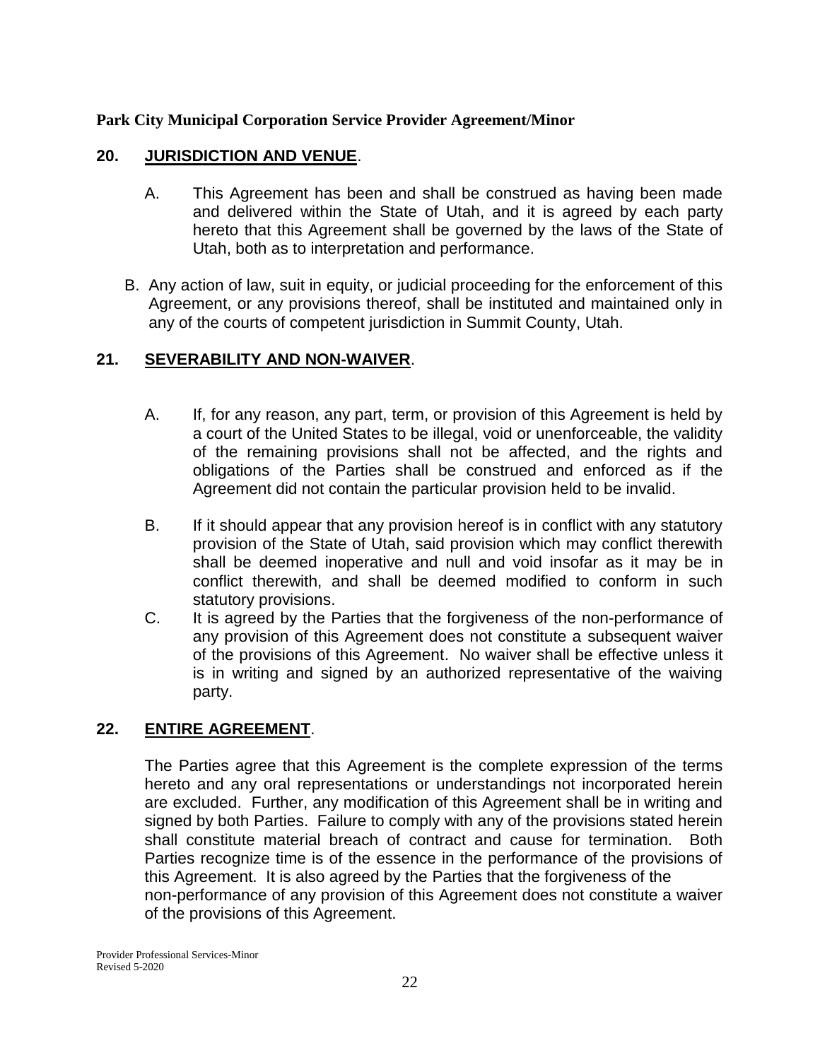## 20. JURISDICTION AND VENUE.

A. This Agreement has been and shall be construed as having been made and delivered within the State of Utah, and it is agreed by each party hereto that this Agreement shall be governed by the laws of the State of Utah, both as to interpretation and performance.

B. Any action of law, suit in equity, or judicial proceeding for the enforcement of this Agreement, or any provisions thereof, shall be instituted and maintained only in any of the courts of competent jurisdiction in Summit County, Utah.

## 21. SEVERABILITY AND NON-WAIVER.

A. If, for any reason, any part, term, or provision of this Agreement is held by a court of the United States to be illegal, void or unenforceable, the validity of the remaining provisions shall not be affected, and the rights and obligations of the Parties shall be construed and enforced as if the Agreement did not contain the particular provision held to be invalid.

B. If it should appear that any provision hereof is in conflict with any statutory provision of the State of Utah, said provision which may conflict therewith shall be deemed inoperative and null and void insofar as it may be in conflict therewith, and shall be deemed modified to conform in such statutory provisions.

C. It is agreed by the Parties that the forgiveness of the non-performance of any provision of this Agreement does not constitute a subsequent waiver of the provisions of this Agreement. No waiver shall be effective unless it is in writing and signed by an authorized representative of the waiving party.

## 22. ENTIRE AGREEMENT.

The Parties agree that this Agreement is the complete expression of the terms hereto and any oral representations or understandings not incorporated herein are excluded. Further, any modification of this Agreement shall be in writing and signed by both Parties. Failure to comply with any of the provisions stated herein shall constitute material breach of contract and cause for termination. Both Parties recognize time is of the essence in the performance of the provisions of this Agreement. It is also agreed by the Parties that the forgiveness of the non-performance of any provision of this Agreement does not constitute a waiver of the provisions of this Agreement.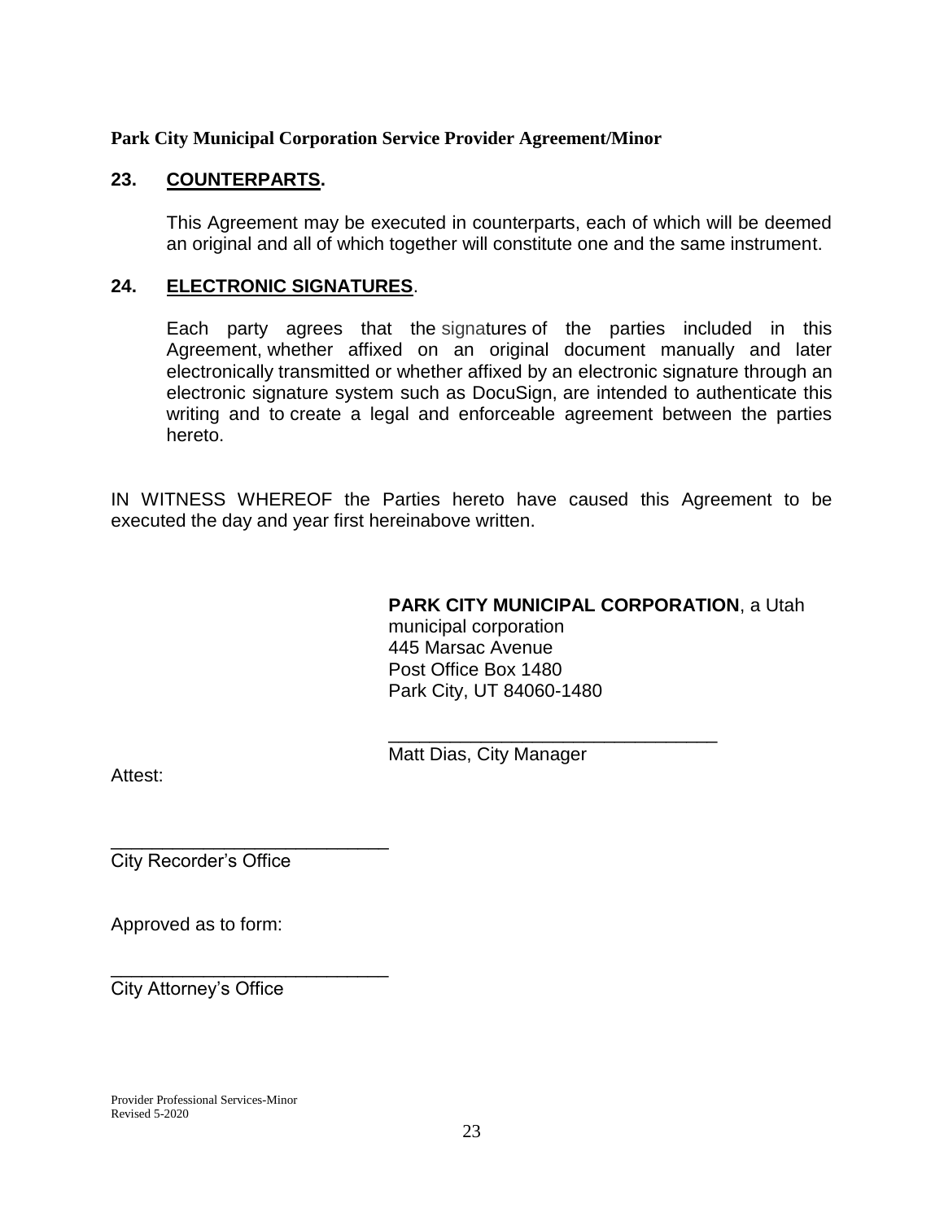## 23. COUNTERPARTS.

This Agreement may be executed in counterparts, each of which will be deemed an original and all of which together will constitute one and the same instrument.

## 24. ELECTRONIC SIGNATURES.

Each party agrees that the signatures of the parties included in this Agreement, whether affixed on an original document manually and later electronically transmitted or whether affixed by an electronic signature through an electronic signature system such as DocuSign, are intended to authenticate this writing and to create a legal and enforceable agreement between the parties hereto.

IN WITNESS WHEREOF the Parties hereto have caused this Agreement to be executed the day and year first hereinabove written.

**PARK CITY MUNICIPAL CORPORATION**, a Utah municipal corporation
445 Marsac Avenue
Post Office Box 1480
Park City, UT 84060-1480

\_\_\_\_\_\_\_\_\_\_\_\_\_\_\_\_\_\_\_\_\_\_\_\_\_\_\_\_\_\_\_\_\_\_
Matt Dias, City Manager

Attest:

\_\_\_\_\_\_\_\_\_\_\_\_\_\_\_\_\_\_\_\_\_\_\_\_\_\_\_\_\_\_
City Recorder's Office

Approved as to form:

\_\_\_\_\_\_\_\_\_\_\_\_\_\_\_\_\_\_\_\_\_\_\_\_\_\_\_\_\_\_
City Attorney's Office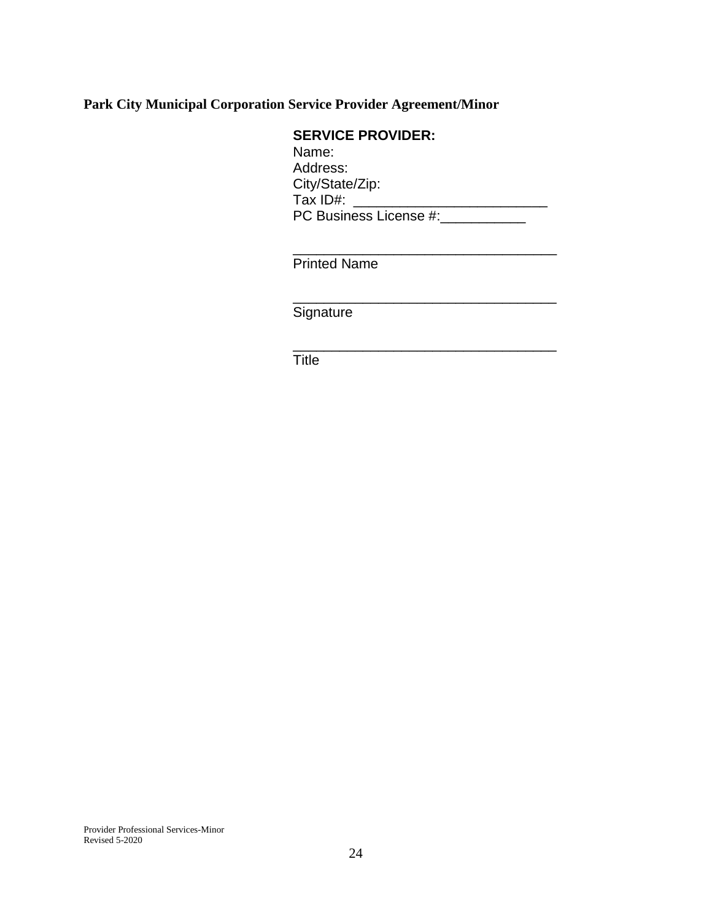**Park City Municipal Corporation Service Provider Agreement/Minor**

**SERVICE PROVIDER:**
Name:
Address:
City/State/Zip:
Tax ID#: _________________________
PC Business License #:___________

__________________________________
Printed Name

__________________________________
Signature

__________________________________
Title

Provider Professional Services-Minor
Revised 5-2020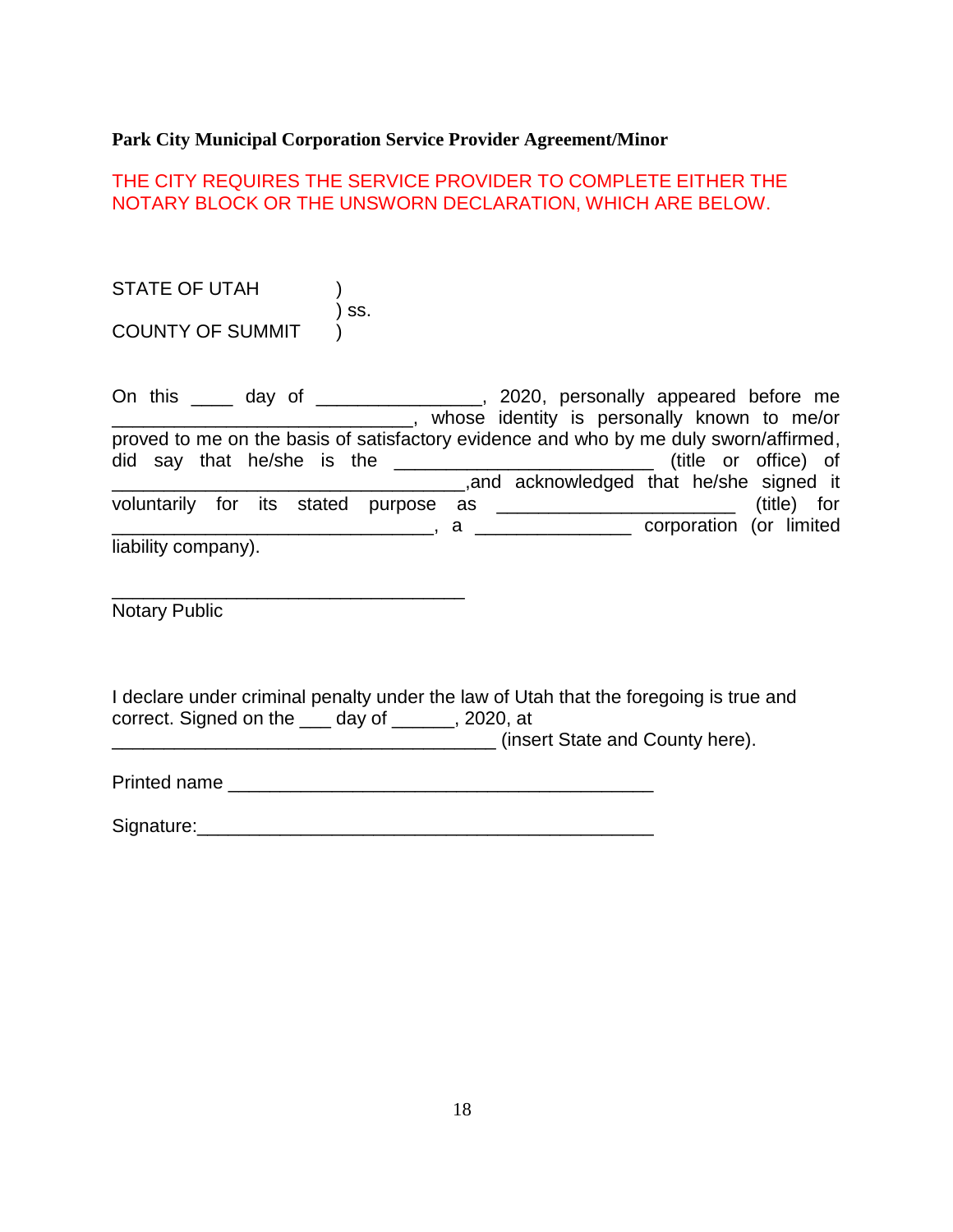**Park City Municipal Corporation Service Provider Agreement/Minor**

THE CITY REQUIRES THE SERVICE PROVIDER TO COMPLETE EITHER THE NOTARY BLOCK OR THE UNSWORN DECLARATION, WHICH ARE BELOW.

STATE OF UTAH )
) ss.
COUNTY OF SUMMIT )

On this ____ day of ________________, 2020, personally appeared before me ______________________________, whose identity is personally known to me/or proved to me on the basis of satisfactory evidence and who by me duly sworn/affirmed, did say that he/she is the _________________________ (title or office) of ___________________________________,and acknowledged that he/she signed it voluntarily for its stated purpose as _______________________ (title) for ________________________________, a _______________ corporation (or limited liability company).

___________________________________
Notary Public

I declare under criminal penalty under the law of Utah that the foregoing is true and correct. Signed on the ___ day of ______, 2020, at ______________________________________ (insert State and County here).

Printed name __________________________________________

Signature:_____________________________________________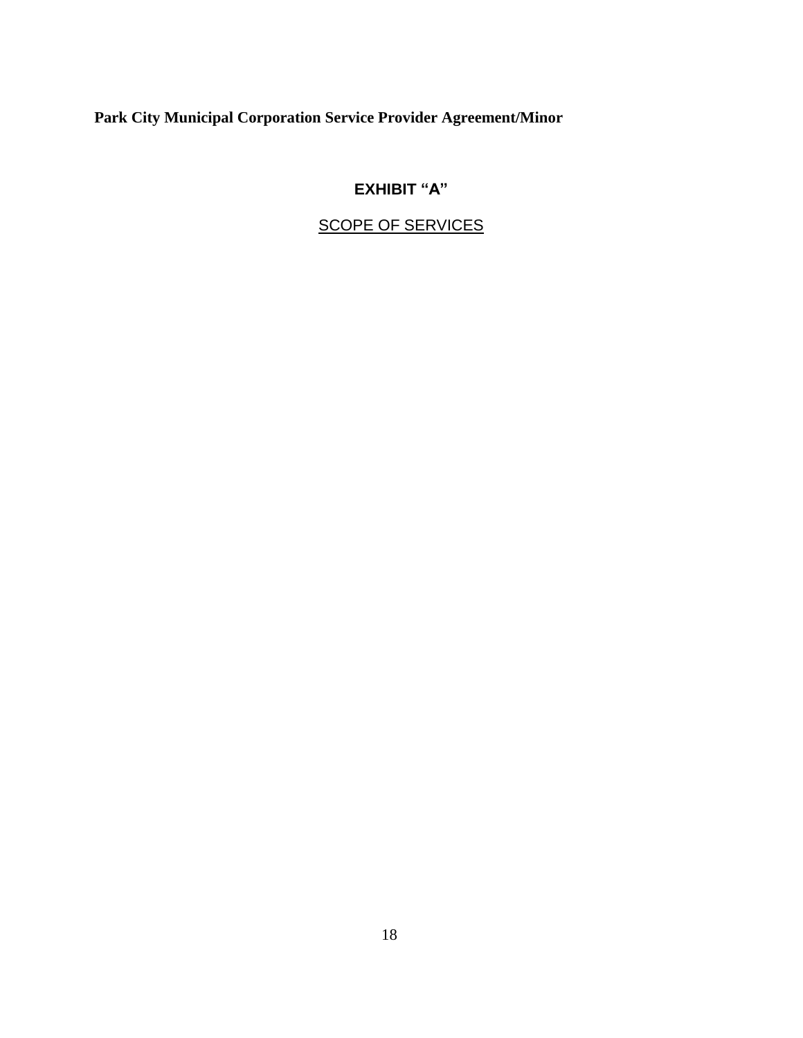**Park City Municipal Corporation Service Provider Agreement/Minor**

## EXHIBIT "A"

SCOPE OF SERVICES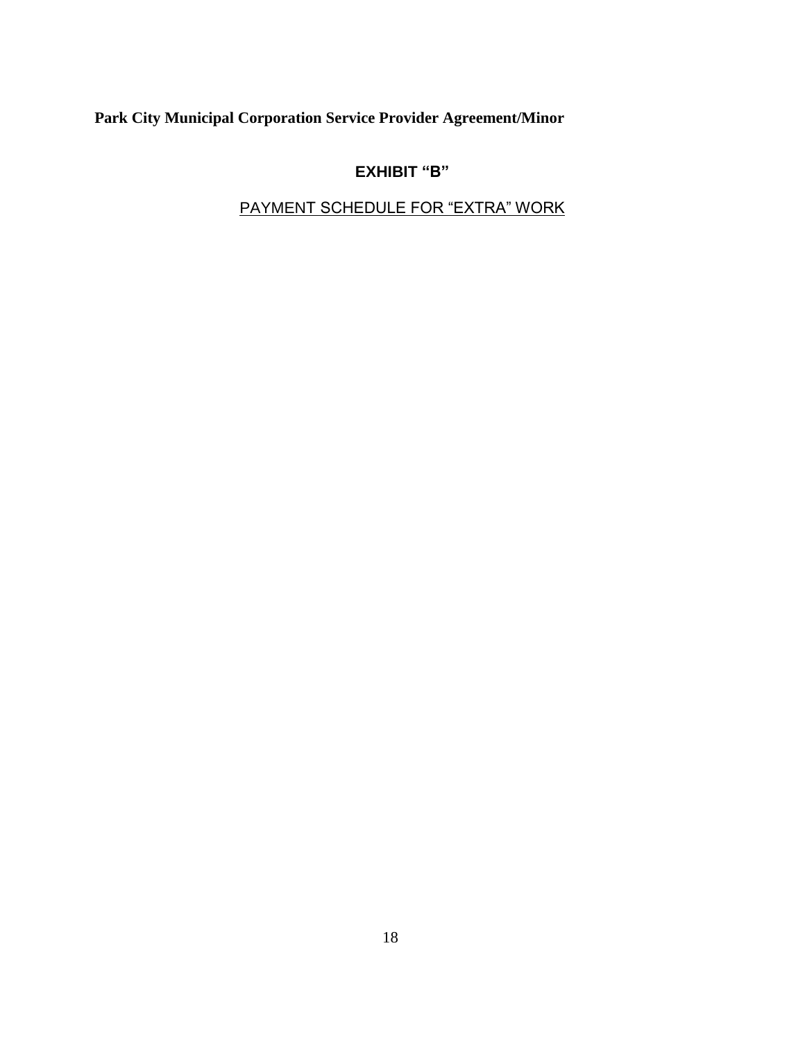**Park City Municipal Corporation Service Provider Agreement/Minor**

## EXHIBIT "B"

PAYMENT SCHEDULE FOR "EXTRA" WORK